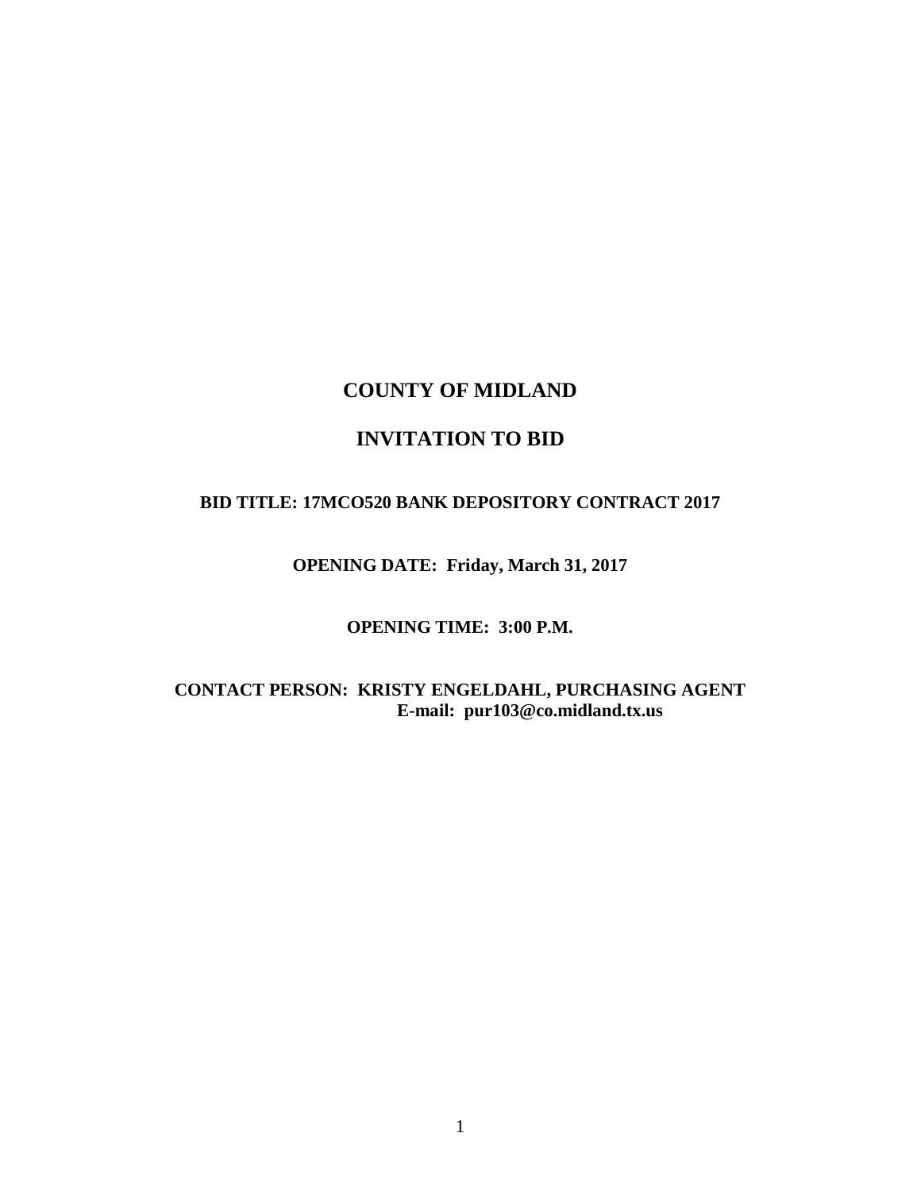# COUNTY OF MIDLAND

# INVITATION TO BID

**BID TITLE: 17MCO520 BANK DEPOSITORY CONTRACT 2017**

**OPENING DATE: Friday, March 31, 2017**

**OPENING TIME: 3:00 P.M.**

**CONTACT PERSON: KRISTY ENGELDAHL, PURCHASING AGENT**
**E-mail: pur103@co.midland.tx.us**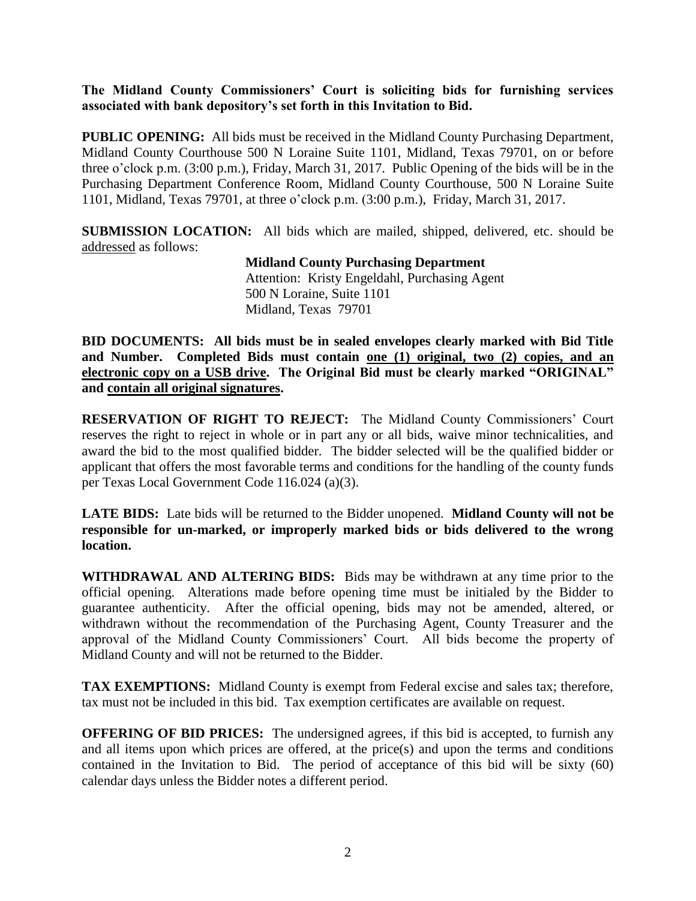**The Midland County Commissioners' Court is soliciting bids for furnishing services associated with bank depository's set forth in this Invitation to Bid.**

**PUBLIC OPENING:** All bids must be received in the Midland County Purchasing Department, Midland County Courthouse 500 N Loraine Suite 1101, Midland, Texas 79701, on or before three o'clock p.m. (3:00 p.m.), Friday, March 31, 2017. Public Opening of the bids will be in the Purchasing Department Conference Room, Midland County Courthouse, 500 N Loraine Suite 1101, Midland, Texas 79701, at three o'clock p.m. (3:00 p.m.), Friday, March 31, 2017.

**SUBMISSION LOCATION:** All bids which are mailed, shipped, delivered, etc. should be addressed as follows:

**Midland County Purchasing Department**
Attention: Kristy Engeldahl, Purchasing Agent
500 N Loraine, Suite 1101
Midland, Texas 79701

**BID DOCUMENTS: All bids must be in sealed envelopes clearly marked with Bid Title and Number. Completed Bids must contain one (1) original, two (2) copies, and an electronic copy on a USB drive. The Original Bid must be clearly marked "ORIGINAL" and contain all original signatures.**

**RESERVATION OF RIGHT TO REJECT:** The Midland County Commissioners' Court reserves the right to reject in whole or in part any or all bids, waive minor technicalities, and award the bid to the most qualified bidder. The bidder selected will be the qualified bidder or applicant that offers the most favorable terms and conditions for the handling of the county funds per Texas Local Government Code 116.024 (a)(3).

**LATE BIDS:** Late bids will be returned to the Bidder unopened. **Midland County will not be responsible for un-marked, or improperly marked bids or bids delivered to the wrong location.**

**WITHDRAWAL AND ALTERING BIDS:** Bids may be withdrawn at any time prior to the official opening. Alterations made before opening time must be initialed by the Bidder to guarantee authenticity. After the official opening, bids may not be amended, altered, or withdrawn without the recommendation of the Purchasing Agent, County Treasurer and the approval of the Midland County Commissioners' Court. All bids become the property of Midland County and will not be returned to the Bidder.

**TAX EXEMPTIONS:** Midland County is exempt from Federal excise and sales tax; therefore, tax must not be included in this bid. Tax exemption certificates are available on request.

**OFFERING OF BID PRICES:** The undersigned agrees, if this bid is accepted, to furnish any and all items upon which prices are offered, at the price(s) and upon the terms and conditions contained in the Invitation to Bid. The period of acceptance of this bid will be sixty (60) calendar days unless the Bidder notes a different period.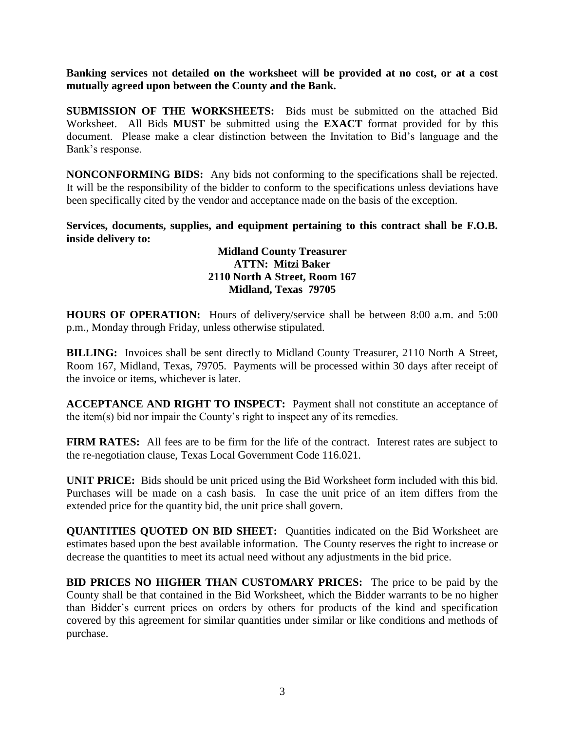**Banking services not detailed on the worksheet will be provided at no cost, or at a cost mutually agreed upon between the County and the Bank.**

**SUBMISSION OF THE WORKSHEETS:** Bids must be submitted on the attached Bid Worksheet. All Bids **MUST** be submitted using the **EXACT** format provided for by this document. Please make a clear distinction between the Invitation to Bid's language and the Bank's response.

**NONCONFORMING BIDS:** Any bids not conforming to the specifications shall be rejected. It will be the responsibility of the bidder to conform to the specifications unless deviations have been specifically cited by the vendor and acceptance made on the basis of the exception.

**Services, documents, supplies, and equipment pertaining to this contract shall be F.O.B. inside delivery to:**

**Midland County Treasurer**
**ATTN: Mitzi Baker**
**2110 North A Street, Room 167**
**Midland, Texas 79705**

**HOURS OF OPERATION:** Hours of delivery/service shall be between 8:00 a.m. and 5:00 p.m., Monday through Friday, unless otherwise stipulated.

**BILLING:** Invoices shall be sent directly to Midland County Treasurer, 2110 North A Street, Room 167, Midland, Texas, 79705. Payments will be processed within 30 days after receipt of the invoice or items, whichever is later.

**ACCEPTANCE AND RIGHT TO INSPECT:** Payment shall not constitute an acceptance of the item(s) bid nor impair the County's right to inspect any of its remedies.

**FIRM RATES:** All fees are to be firm for the life of the contract. Interest rates are subject to the re-negotiation clause, Texas Local Government Code 116.021.

**UNIT PRICE:** Bids should be unit priced using the Bid Worksheet form included with this bid. Purchases will be made on a cash basis. In case the unit price of an item differs from the extended price for the quantity bid, the unit price shall govern.

**QUANTITIES QUOTED ON BID SHEET:** Quantities indicated on the Bid Worksheet are estimates based upon the best available information. The County reserves the right to increase or decrease the quantities to meet its actual need without any adjustments in the bid price.

**BID PRICES NO HIGHER THAN CUSTOMARY PRICES:** The price to be paid by the County shall be that contained in the Bid Worksheet, which the Bidder warrants to be no higher than Bidder's current prices on orders by others for products of the kind and specification covered by this agreement for similar quantities under similar or like conditions and methods of purchase.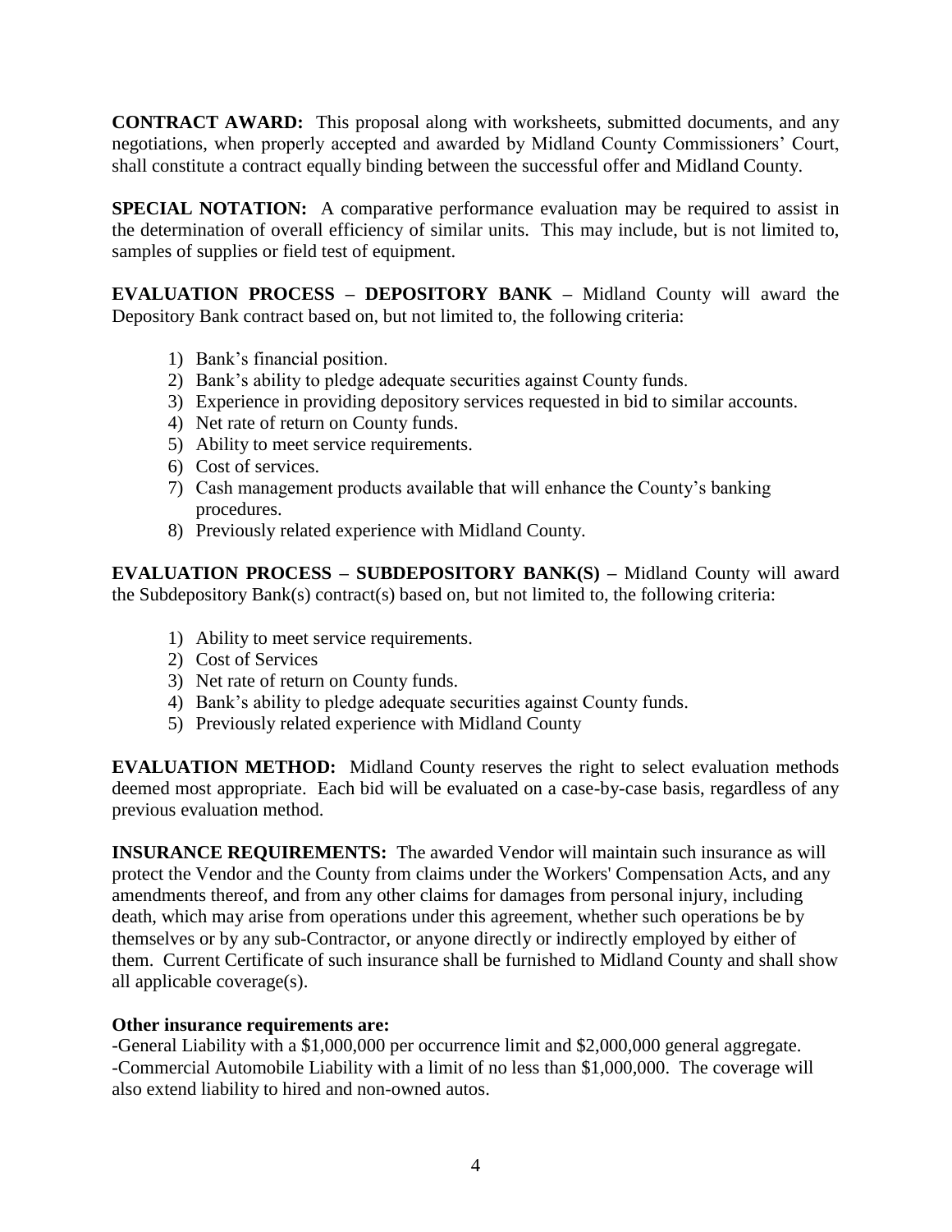**CONTRACT AWARD:** This proposal along with worksheets, submitted documents, and any negotiations, when properly accepted and awarded by Midland County Commissioners' Court, shall constitute a contract equally binding between the successful offer and Midland County.

**SPECIAL NOTATION:** A comparative performance evaluation may be required to assist in the determination of overall efficiency of similar units. This may include, but is not limited to, samples of supplies or field test of equipment.

**EVALUATION PROCESS – DEPOSITORY BANK –** Midland County will award the Depository Bank contract based on, but not limited to, the following criteria:

1) Bank's financial position.
2) Bank's ability to pledge adequate securities against County funds.
3) Experience in providing depository services requested in bid to similar accounts.
4) Net rate of return on County funds.
5) Ability to meet service requirements.
6) Cost of services.
7) Cash management products available that will enhance the County's banking procedures.
8) Previously related experience with Midland County.

**EVALUATION PROCESS – SUBDEPOSITORY BANK(S) –** Midland County will award the Subdepository Bank(s) contract(s) based on, but not limited to, the following criteria:

1) Ability to meet service requirements.
2) Cost of Services
3) Net rate of return on County funds.
4) Bank's ability to pledge adequate securities against County funds.
5) Previously related experience with Midland County

**EVALUATION METHOD:** Midland County reserves the right to select evaluation methods deemed most appropriate. Each bid will be evaluated on a case-by-case basis, regardless of any previous evaluation method.

**INSURANCE REQUIREMENTS:** The awarded Vendor will maintain such insurance as will protect the Vendor and the County from claims under the Workers' Compensation Acts, and any amendments thereof, and from any other claims for damages from personal injury, including death, which may arise from operations under this agreement, whether such operations be by themselves or by any sub-Contractor, or anyone directly or indirectly employed by either of them. Current Certificate of such insurance shall be furnished to Midland County and shall show all applicable coverage(s).

**Other insurance requirements are:**

-General Liability with a $1,000,000 per occurrence limit and $2,000,000 general aggregate.
-Commercial Automobile Liability with a limit of no less than $1,000,000. The coverage will also extend liability to hired and non-owned autos.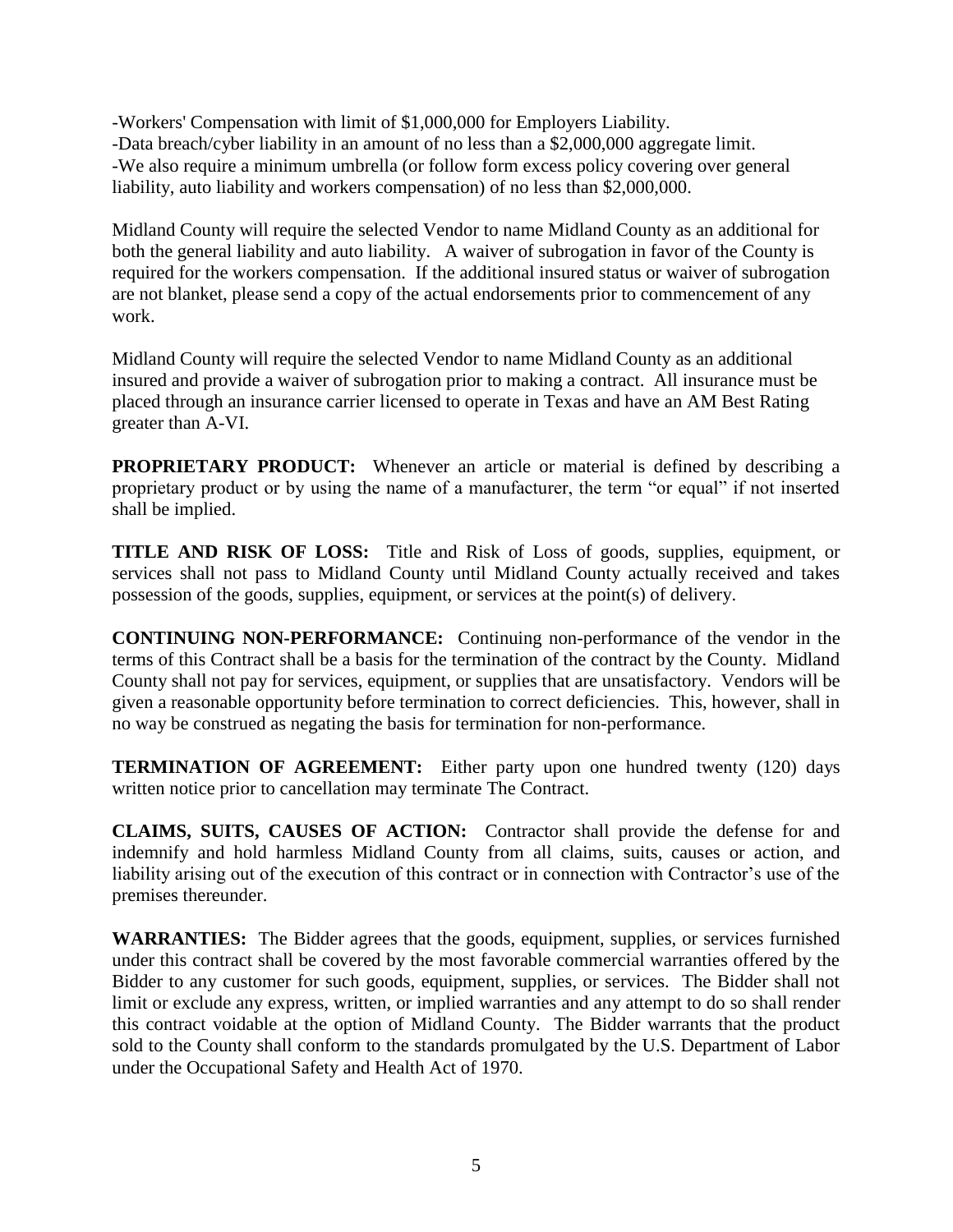-Workers' Compensation with limit of $1,000,000 for Employers Liability.
-Data breach/cyber liability in an amount of no less than a $2,000,000 aggregate limit.
-We also require a minimum umbrella (or follow form excess policy covering over general liability, auto liability and workers compensation) of no less than $2,000,000.

Midland County will require the selected Vendor to name Midland County as an additional for both the general liability and auto liability. A waiver of subrogation in favor of the County is required for the workers compensation. If the additional insured status or waiver of subrogation are not blanket, please send a copy of the actual endorsements prior to commencement of any work.

Midland County will require the selected Vendor to name Midland County as an additional insured and provide a waiver of subrogation prior to making a contract. All insurance must be placed through an insurance carrier licensed to operate in Texas and have an AM Best Rating greater than A-VI.

**PROPRIETARY PRODUCT:** Whenever an article or material is defined by describing a proprietary product or by using the name of a manufacturer, the term "or equal" if not inserted shall be implied.

**TITLE AND RISK OF LOSS:** Title and Risk of Loss of goods, supplies, equipment, or services shall not pass to Midland County until Midland County actually received and takes possession of the goods, supplies, equipment, or services at the point(s) of delivery.

**CONTINUING NON-PERFORMANCE:** Continuing non-performance of the vendor in the terms of this Contract shall be a basis for the termination of the contract by the County. Midland County shall not pay for services, equipment, or supplies that are unsatisfactory. Vendors will be given a reasonable opportunity before termination to correct deficiencies. This, however, shall in no way be construed as negating the basis for termination for non-performance.

**TERMINATION OF AGREEMENT:** Either party upon one hundred twenty (120) days written notice prior to cancellation may terminate The Contract.

**CLAIMS, SUITS, CAUSES OF ACTION:** Contractor shall provide the defense for and indemnify and hold harmless Midland County from all claims, suits, causes or action, and liability arising out of the execution of this contract or in connection with Contractor's use of the premises thereunder.

**WARRANTIES:** The Bidder agrees that the goods, equipment, supplies, or services furnished under this contract shall be covered by the most favorable commercial warranties offered by the Bidder to any customer for such goods, equipment, supplies, or services. The Bidder shall not limit or exclude any express, written, or implied warranties and any attempt to do so shall render this contract voidable at the option of Midland County. The Bidder warrants that the product sold to the County shall conform to the standards promulgated by the U.S. Department of Labor under the Occupational Safety and Health Act of 1970.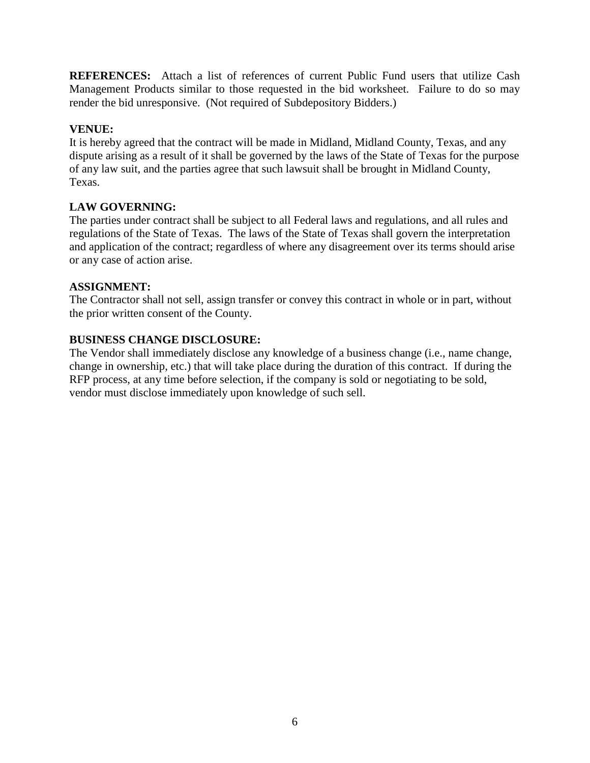**REFERENCES:** Attach a list of references of current Public Fund users that utilize Cash Management Products similar to those requested in the bid worksheet. Failure to do so may render the bid unresponsive. (Not required of Subdepository Bidders.)

**VENUE:**
It is hereby agreed that the contract will be made in Midland, Midland County, Texas, and any dispute arising as a result of it shall be governed by the laws of the State of Texas for the purpose of any law suit, and the parties agree that such lawsuit shall be brought in Midland County, Texas.

**LAW GOVERNING:**
The parties under contract shall be subject to all Federal laws and regulations, and all rules and regulations of the State of Texas. The laws of the State of Texas shall govern the interpretation and application of the contract; regardless of where any disagreement over its terms should arise or any case of action arise.

**ASSIGNMENT:**
The Contractor shall not sell, assign transfer or convey this contract in whole or in part, without the prior written consent of the County.

**BUSINESS CHANGE DISCLOSURE:**
The Vendor shall immediately disclose any knowledge of a business change (i.e., name change, change in ownership, etc.) that will take place during the duration of this contract. If during the RFP process, at any time before selection, if the company is sold or negotiating to be sold, vendor must disclose immediately upon knowledge of such sell.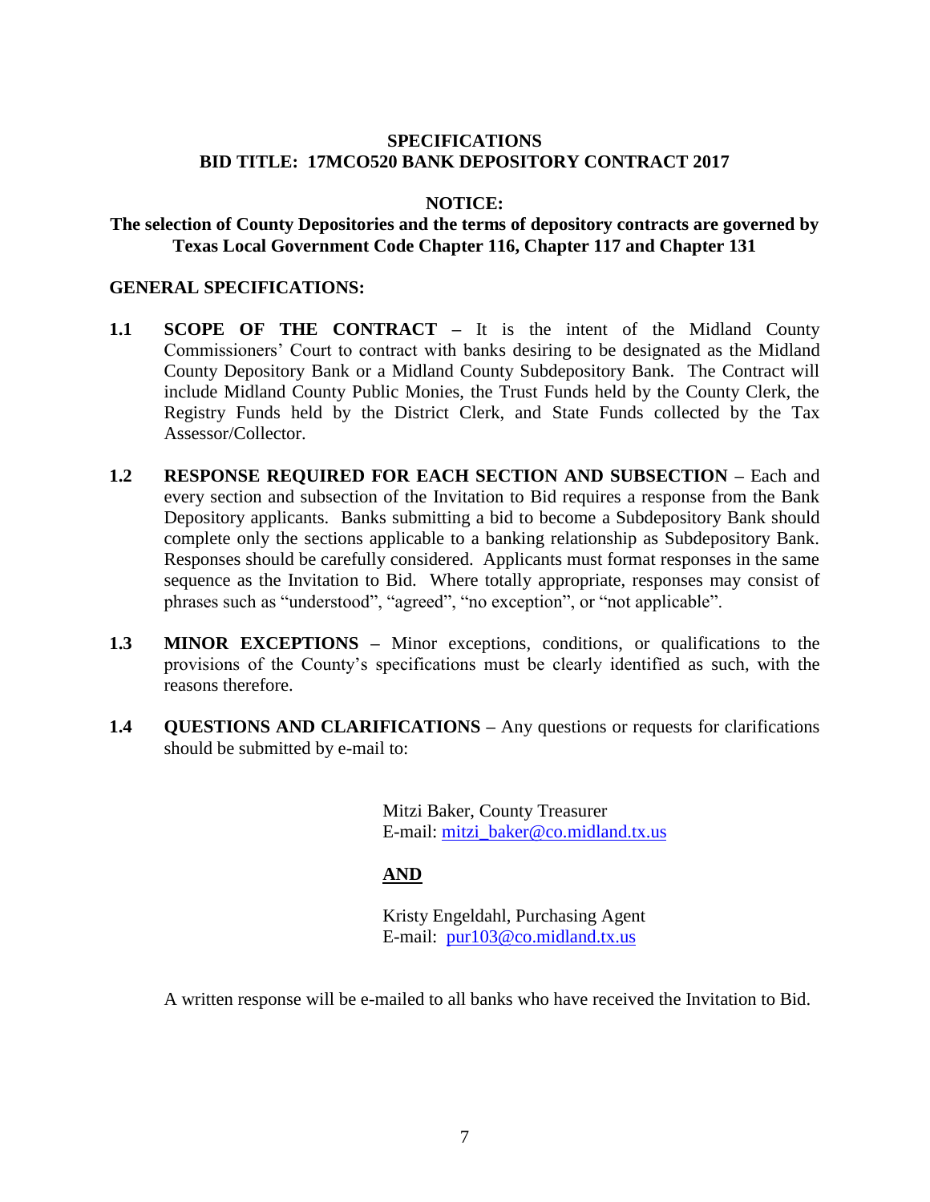## SPECIFICATIONS
## BID TITLE: 17MCO520 BANK DEPOSITORY CONTRACT 2017

**NOTICE:**

**The selection of County Depositories and the terms of depository contracts are governed by Texas Local Government Code Chapter 116, Chapter 117 and Chapter 131**

**GENERAL SPECIFICATIONS:**

**1.1 SCOPE OF THE CONTRACT –** It is the intent of the Midland County Commissioners' Court to contract with banks desiring to be designated as the Midland County Depository Bank or a Midland County Subdepository Bank. The Contract will include Midland County Public Monies, the Trust Funds held by the County Clerk, the Registry Funds held by the District Clerk, and State Funds collected by the Tax Assessor/Collector.

**1.2 RESPONSE REQUIRED FOR EACH SECTION AND SUBSECTION –** Each and every section and subsection of the Invitation to Bid requires a response from the Bank Depository applicants. Banks submitting a bid to become a Subdepository Bank should complete only the sections applicable to a banking relationship as Subdepository Bank. Responses should be carefully considered. Applicants must format responses in the same sequence as the Invitation to Bid. Where totally appropriate, responses may consist of phrases such as "understood", "agreed", "no exception", or "not applicable".

**1.3 MINOR EXCEPTIONS –** Minor exceptions, conditions, or qualifications to the provisions of the County's specifications must be clearly identified as such, with the reasons therefore.

**1.4 QUESTIONS AND CLARIFICATIONS –** Any questions or requests for clarifications should be submitted by e-mail to:

Mitzi Baker, County Treasurer
E-mail: mitzi_baker@co.midland.tx.us

**AND**

Kristy Engeldahl, Purchasing Agent
E-mail: pur103@co.midland.tx.us

A written response will be e-mailed to all banks who have received the Invitation to Bid.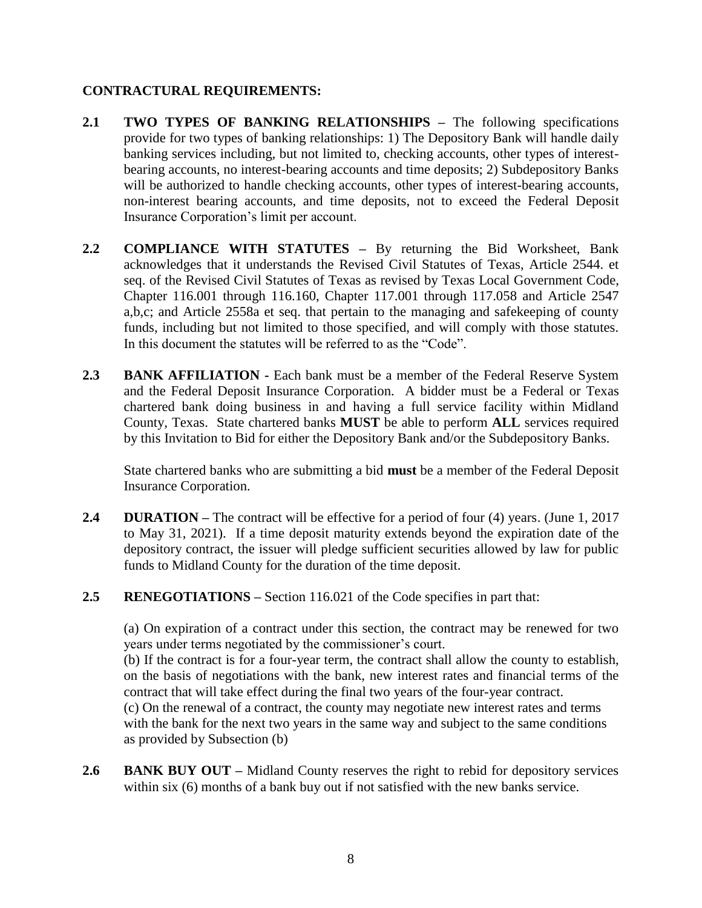**CONTRACTURAL REQUIREMENTS:**

**2.1 TWO TYPES OF BANKING RELATIONSHIPS –** The following specifications provide for two types of banking relationships: 1) The Depository Bank will handle daily banking services including, but not limited to, checking accounts, other types of interest-bearing accounts, no interest-bearing accounts and time deposits; 2) Subdepository Banks will be authorized to handle checking accounts, other types of interest-bearing accounts, non-interest bearing accounts, and time deposits, not to exceed the Federal Deposit Insurance Corporation's limit per account.

**2.2 COMPLIANCE WITH STATUTES –** By returning the Bid Worksheet, Bank acknowledges that it understands the Revised Civil Statutes of Texas, Article 2544. et seq. of the Revised Civil Statutes of Texas as revised by Texas Local Government Code, Chapter 116.001 through 116.160, Chapter 117.001 through 117.058 and Article 2547 a,b,c; and Article 2558a et seq. that pertain to the managing and safekeeping of county funds, including but not limited to those specified, and will comply with those statutes. In this document the statutes will be referred to as the "Code".

**2.3 BANK AFFILIATION -** Each bank must be a member of the Federal Reserve System and the Federal Deposit Insurance Corporation. A bidder must be a Federal or Texas chartered bank doing business in and having a full service facility within Midland County, Texas. State chartered banks **MUST** be able to perform **ALL** services required by this Invitation to Bid for either the Depository Bank and/or the Subdepository Banks.

State chartered banks who are submitting a bid **must** be a member of the Federal Deposit Insurance Corporation.

**2.4 DURATION –** The contract will be effective for a period of four (4) years. (June 1, 2017 to May 31, 2021). If a time deposit maturity extends beyond the expiration date of the depository contract, the issuer will pledge sufficient securities allowed by law for public funds to Midland County for the duration of the time deposit.

**2.5 RENEGOTIATIONS –** Section 116.021 of the Code specifies in part that:

(a) On expiration of a contract under this section, the contract may be renewed for two years under terms negotiated by the commissioner's court.
(b) If the contract is for a four-year term, the contract shall allow the county to establish, on the basis of negotiations with the bank, new interest rates and financial terms of the contract that will take effect during the final two years of the four-year contract.
(c) On the renewal of a contract, the county may negotiate new interest rates and terms with the bank for the next two years in the same way and subject to the same conditions as provided by Subsection (b)

**2.6 BANK BUY OUT –** Midland County reserves the right to rebid for depository services within six (6) months of a bank buy out if not satisfied with the new banks service.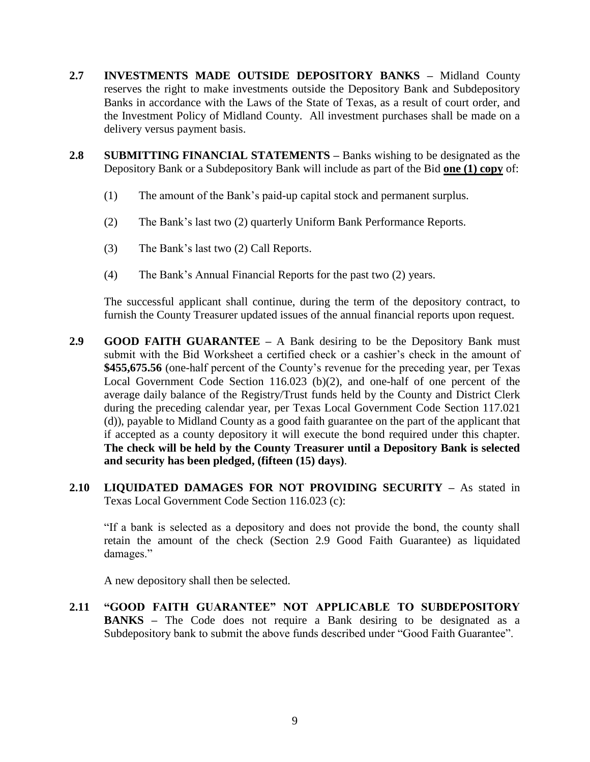**2.7 INVESTMENTS MADE OUTSIDE DEPOSITORY BANKS –** Midland County reserves the right to make investments outside the Depository Bank and Subdepository Banks in accordance with the Laws of the State of Texas, as a result of court order, and the Investment Policy of Midland County. All investment purchases shall be made on a delivery versus payment basis.

**2.8 SUBMITTING FINANCIAL STATEMENTS –** Banks wishing to be designated as the Depository Bank or a Subdepository Bank will include as part of the Bid **one (1) copy** of:

(1) The amount of the Bank's paid-up capital stock and permanent surplus.

(2) The Bank's last two (2) quarterly Uniform Bank Performance Reports.

(3) The Bank's last two (2) Call Reports.

(4) The Bank's Annual Financial Reports for the past two (2) years.

The successful applicant shall continue, during the term of the depository contract, to furnish the County Treasurer updated issues of the annual financial reports upon request.

**2.9 GOOD FAITH GUARANTEE –** A Bank desiring to be the Depository Bank must submit with the Bid Worksheet a certified check or a cashier's check in the amount of **$455,675.56** (one-half percent of the County's revenue for the preceding year, per Texas Local Government Code Section 116.023 (b)(2), and one-half of one percent of the average daily balance of the Registry/Trust funds held by the County and District Clerk during the preceding calendar year, per Texas Local Government Code Section 117.021 (d)), payable to Midland County as a good faith guarantee on the part of the applicant that if accepted as a county depository it will execute the bond required under this chapter. **The check will be held by the County Treasurer until a Depository Bank is selected and security has been pledged, (fifteen (15) days)**.

**2.10 LIQUIDATED DAMAGES FOR NOT PROVIDING SECURITY –** As stated in Texas Local Government Code Section 116.023 (c):

"If a bank is selected as a depository and does not provide the bond, the county shall retain the amount of the check (Section 2.9 Good Faith Guarantee) as liquidated damages."

A new depository shall then be selected.

**2.11 "GOOD FAITH GUARANTEE" NOT APPLICABLE TO SUBDEPOSITORY BANKS –** The Code does not require a Bank desiring to be designated as a Subdepository bank to submit the above funds described under "Good Faith Guarantee".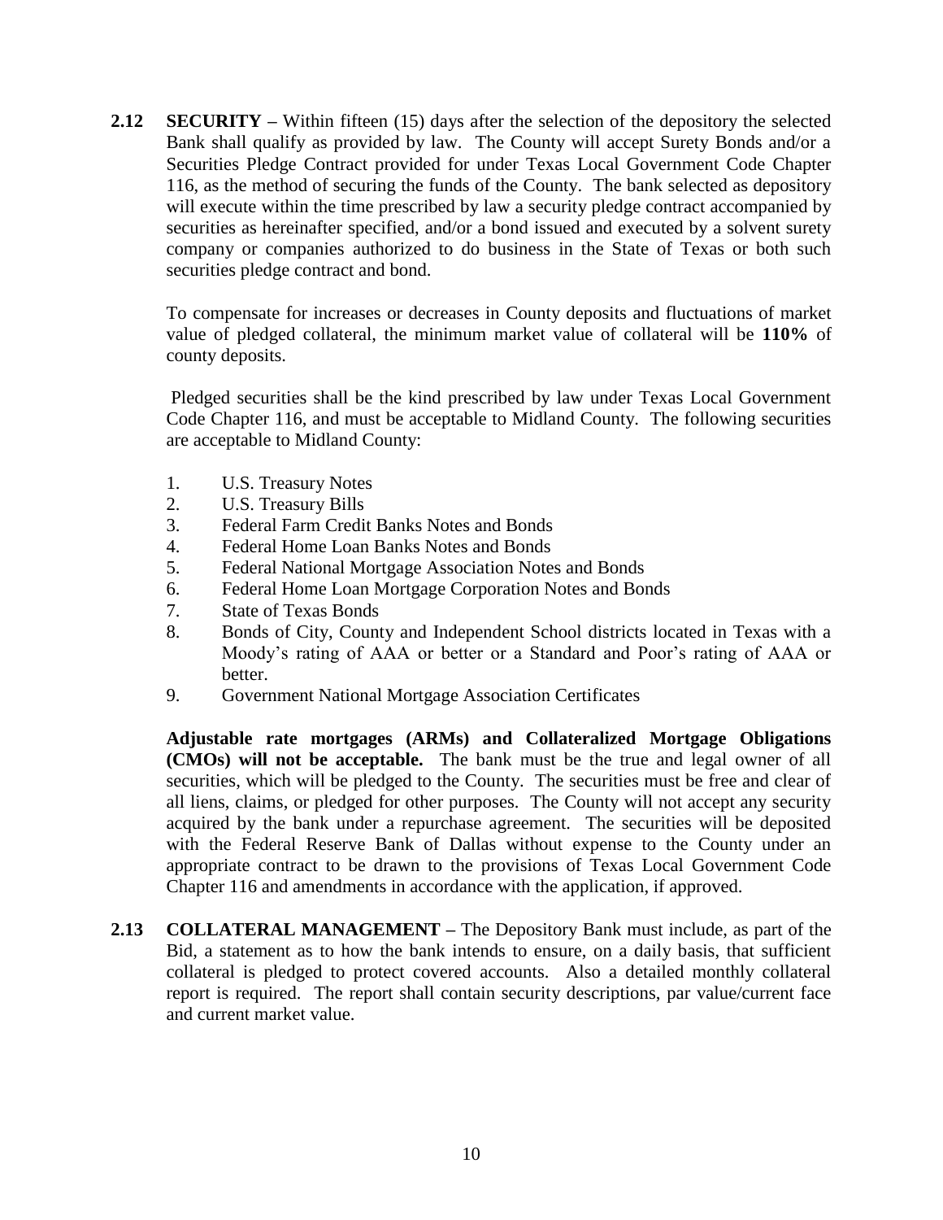**2.12 SECURITY –** Within fifteen (15) days after the selection of the depository the selected Bank shall qualify as provided by law. The County will accept Surety Bonds and/or a Securities Pledge Contract provided for under Texas Local Government Code Chapter 116, as the method of securing the funds of the County. The bank selected as depository will execute within the time prescribed by law a security pledge contract accompanied by securities as hereinafter specified, and/or a bond issued and executed by a solvent surety company or companies authorized to do business in the State of Texas or both such securities pledge contract and bond.

To compensate for increases or decreases in County deposits and fluctuations of market value of pledged collateral, the minimum market value of collateral will be **110%** of county deposits.

Pledged securities shall be the kind prescribed by law under Texas Local Government Code Chapter 116, and must be acceptable to Midland County. The following securities are acceptable to Midland County:

1. U.S. Treasury Notes
2. U.S. Treasury Bills
3. Federal Farm Credit Banks Notes and Bonds
4. Federal Home Loan Banks Notes and Bonds
5. Federal National Mortgage Association Notes and Bonds
6. Federal Home Loan Mortgage Corporation Notes and Bonds
7. State of Texas Bonds
8. Bonds of City, County and Independent School districts located in Texas with a Moody's rating of AAA or better or a Standard and Poor's rating of AAA or better.
9. Government National Mortgage Association Certificates

**Adjustable rate mortgages (ARMs) and Collateralized Mortgage Obligations (CMOs) will not be acceptable.** The bank must be the true and legal owner of all securities, which will be pledged to the County. The securities must be free and clear of all liens, claims, or pledged for other purposes. The County will not accept any security acquired by the bank under a repurchase agreement. The securities will be deposited with the Federal Reserve Bank of Dallas without expense to the County under an appropriate contract to be drawn to the provisions of Texas Local Government Code Chapter 116 and amendments in accordance with the application, if approved.

**2.13 COLLATERAL MANAGEMENT –** The Depository Bank must include, as part of the Bid, a statement as to how the bank intends to ensure, on a daily basis, that sufficient collateral is pledged to protect covered accounts. Also a detailed monthly collateral report is required. The report shall contain security descriptions, par value/current face and current market value.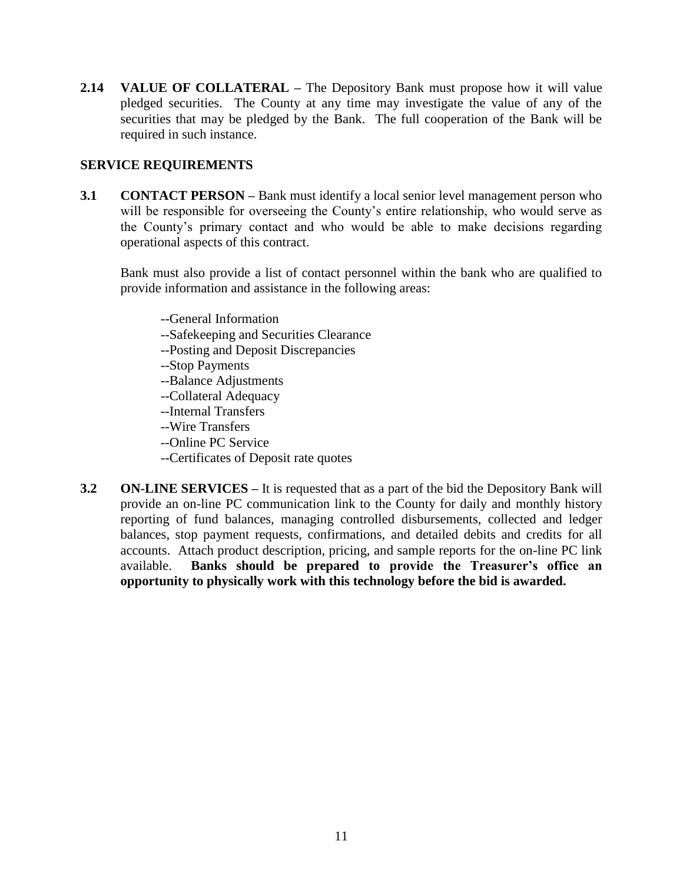**2.14 VALUE OF COLLATERAL –** The Depository Bank must propose how it will value pledged securities. The County at any time may investigate the value of any of the securities that may be pledged by the Bank. The full cooperation of the Bank will be required in such instance.

## SERVICE REQUIREMENTS

**3.1 CONTACT PERSON –** Bank must identify a local senior level management person who will be responsible for overseeing the County's entire relationship, who would serve as the County's primary contact and who would be able to make decisions regarding operational aspects of this contract.

Bank must also provide a list of contact personnel within the bank who are qualified to provide information and assistance in the following areas:

--General Information
--Safekeeping and Securities Clearance
--Posting and Deposit Discrepancies
--Stop Payments
--Balance Adjustments
--Collateral Adequacy
--Internal Transfers
--Wire Transfers
--Online PC Service
--Certificates of Deposit rate quotes

**3.2 ON-LINE SERVICES –** It is requested that as a part of the bid the Depository Bank will provide an on-line PC communication link to the County for daily and monthly history reporting of fund balances, managing controlled disbursements, collected and ledger balances, stop payment requests, confirmations, and detailed debits and credits for all accounts. Attach product description, pricing, and sample reports for the on-line PC link available. **Banks should be prepared to provide the Treasurer's office an opportunity to physically work with this technology before the bid is awarded.**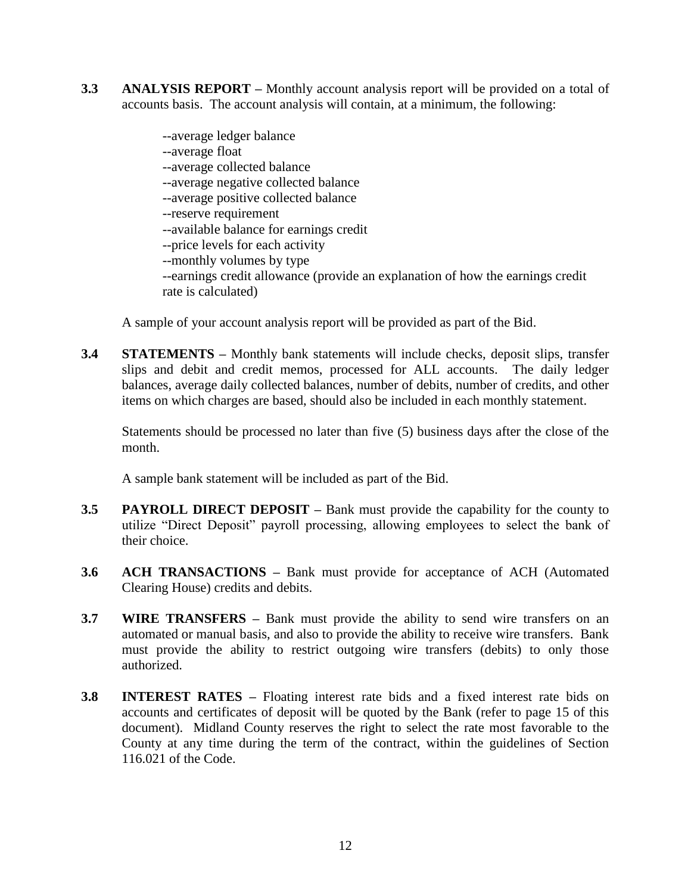**3.3 ANALYSIS REPORT –** Monthly account analysis report will be provided on a total of accounts basis. The account analysis will contain, at a minimum, the following:

--average ledger balance
--average float
--average collected balance
--average negative collected balance
--average positive collected balance
--reserve requirement
--available balance for earnings credit
--price levels for each activity
--monthly volumes by type
--earnings credit allowance (provide an explanation of how the earnings credit rate is calculated)

A sample of your account analysis report will be provided as part of the Bid.

**3.4 STATEMENTS –** Monthly bank statements will include checks, deposit slips, transfer slips and debit and credit memos, processed for ALL accounts. The daily ledger balances, average daily collected balances, number of debits, number of credits, and other items on which charges are based, should also be included in each monthly statement.

Statements should be processed no later than five (5) business days after the close of the month.

A sample bank statement will be included as part of the Bid.

**3.5 PAYROLL DIRECT DEPOSIT –** Bank must provide the capability for the county to utilize "Direct Deposit" payroll processing, allowing employees to select the bank of their choice.

**3.6 ACH TRANSACTIONS –** Bank must provide for acceptance of ACH (Automated Clearing House) credits and debits.

**3.7 WIRE TRANSFERS –** Bank must provide the ability to send wire transfers on an automated or manual basis, and also to provide the ability to receive wire transfers. Bank must provide the ability to restrict outgoing wire transfers (debits) to only those authorized.

**3.8 INTEREST RATES –** Floating interest rate bids and a fixed interest rate bids on accounts and certificates of deposit will be quoted by the Bank (refer to page 15 of this document). Midland County reserves the right to select the rate most favorable to the County at any time during the term of the contract, within the guidelines of Section 116.021 of the Code.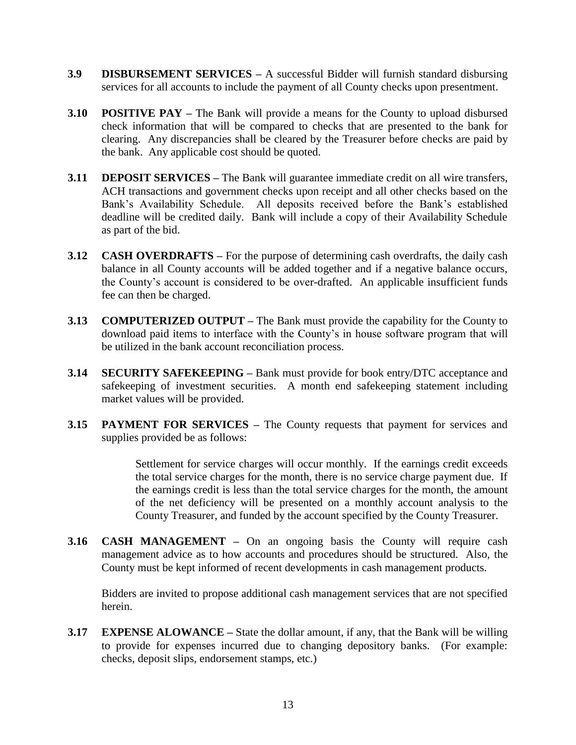**3.9 DISBURSEMENT SERVICES –** A successful Bidder will furnish standard disbursing services for all accounts to include the payment of all County checks upon presentment.

**3.10 POSITIVE PAY –** The Bank will provide a means for the County to upload disbursed check information that will be compared to checks that are presented to the bank for clearing. Any discrepancies shall be cleared by the Treasurer before checks are paid by the bank. Any applicable cost should be quoted.

**3.11 DEPOSIT SERVICES –** The Bank will guarantee immediate credit on all wire transfers, ACH transactions and government checks upon receipt and all other checks based on the Bank's Availability Schedule. All deposits received before the Bank's established deadline will be credited daily. Bank will include a copy of their Availability Schedule as part of the bid.

**3.12 CASH OVERDRAFTS –** For the purpose of determining cash overdrafts, the daily cash balance in all County accounts will be added together and if a negative balance occurs, the County's account is considered to be over-drafted. An applicable insufficient funds fee can then be charged.

**3.13 COMPUTERIZED OUTPUT –** The Bank must provide the capability for the County to download paid items to interface with the County's in house software program that will be utilized in the bank account reconciliation process.

**3.14 SECURITY SAFEKEEPING –** Bank must provide for book entry/DTC acceptance and safekeeping of investment securities. A month end safekeeping statement including market values will be provided.

**3.15 PAYMENT FOR SERVICES –** The County requests that payment for services and supplies provided be as follows:

> Settlement for service charges will occur monthly. If the earnings credit exceeds the total service charges for the month, there is no service charge payment due. If the earnings credit is less than the total service charges for the month, the amount of the net deficiency will be presented on a monthly account analysis to the County Treasurer, and funded by the account specified by the County Treasurer.

**3.16 CASH MANAGEMENT –** On an ongoing basis the County will require cash management advice as to how accounts and procedures should be structured. Also, the County must be kept informed of recent developments in cash management products.

Bidders are invited to propose additional cash management services that are not specified herein.

**3.17 EXPENSE ALOWANCE –** State the dollar amount, if any, that the Bank will be willing to provide for expenses incurred due to changing depository banks. (For example: checks, deposit slips, endorsement stamps, etc.)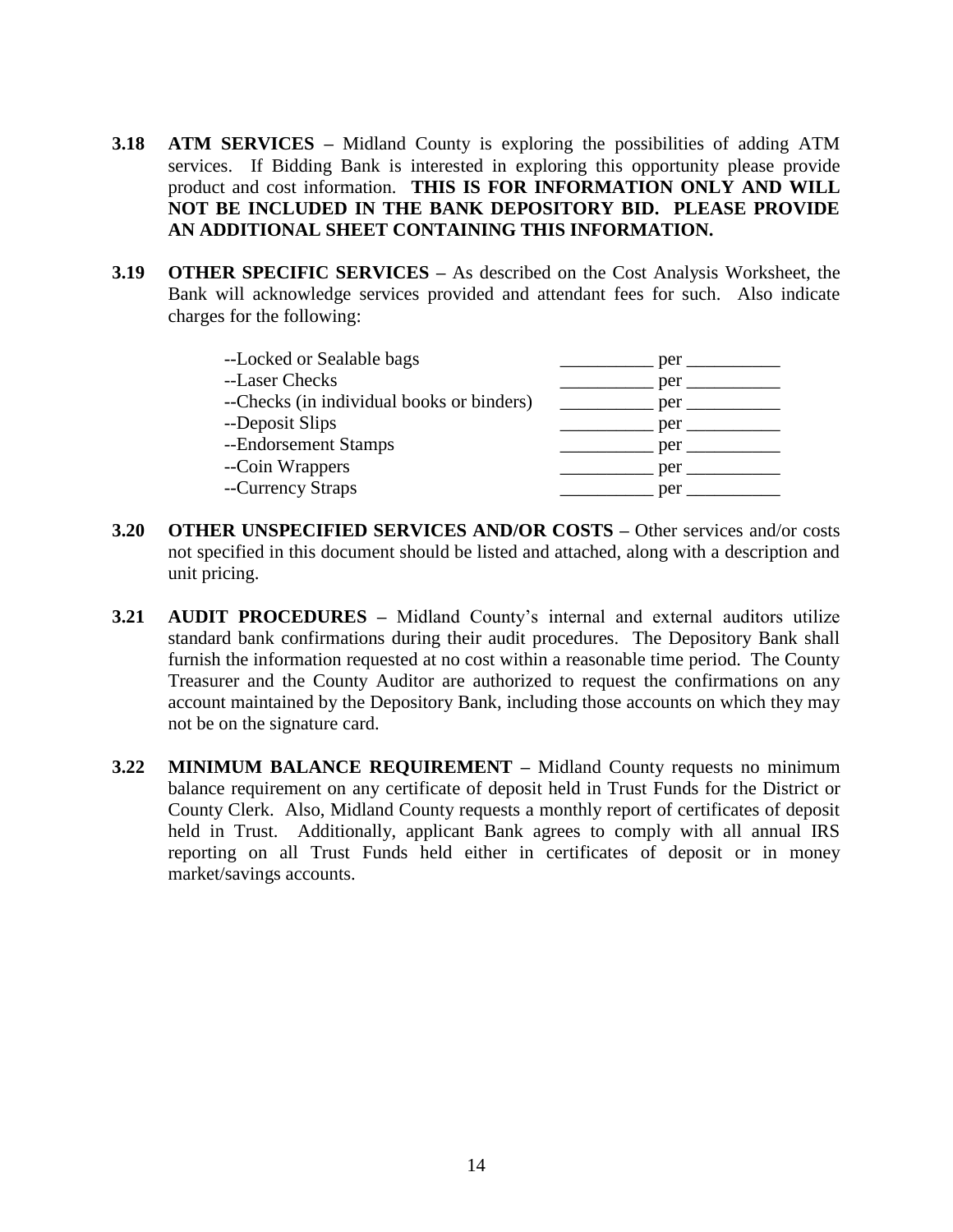**3.18 ATM SERVICES –** Midland County is exploring the possibilities of adding ATM services. If Bidding Bank is interested in exploring this opportunity please provide product and cost information. **THIS IS FOR INFORMATION ONLY AND WILL NOT BE INCLUDED IN THE BANK DEPOSITORY BID. PLEASE PROVIDE AN ADDITIONAL SHEET CONTAINING THIS INFORMATION.**

**3.19 OTHER SPECIFIC SERVICES –** As described on the Cost Analysis Worksheet, the Bank will acknowledge services provided and attendant fees for such. Also indicate charges for the following:

--Locked or Sealable bags __________ per __________
--Laser Checks __________ per __________
--Checks (in individual books or binders) __________ per __________
--Deposit Slips __________ per __________
--Endorsement Stamps __________ per __________
--Coin Wrappers __________ per __________
--Currency Straps __________ per __________

**3.20 OTHER UNSPECIFIED SERVICES AND/OR COSTS –** Other services and/or costs not specified in this document should be listed and attached, along with a description and unit pricing.

**3.21 AUDIT PROCEDURES –** Midland County's internal and external auditors utilize standard bank confirmations during their audit procedures. The Depository Bank shall furnish the information requested at no cost within a reasonable time period. The County Treasurer and the County Auditor are authorized to request the confirmations on any account maintained by the Depository Bank, including those accounts on which they may not be on the signature card.

**3.22 MINIMUM BALANCE REQUIREMENT –** Midland County requests no minimum balance requirement on any certificate of deposit held in Trust Funds for the District or County Clerk. Also, Midland County requests a monthly report of certificates of deposit held in Trust. Additionally, applicant Bank agrees to comply with all annual IRS reporting on all Trust Funds held either in certificates of deposit or in money market/savings accounts.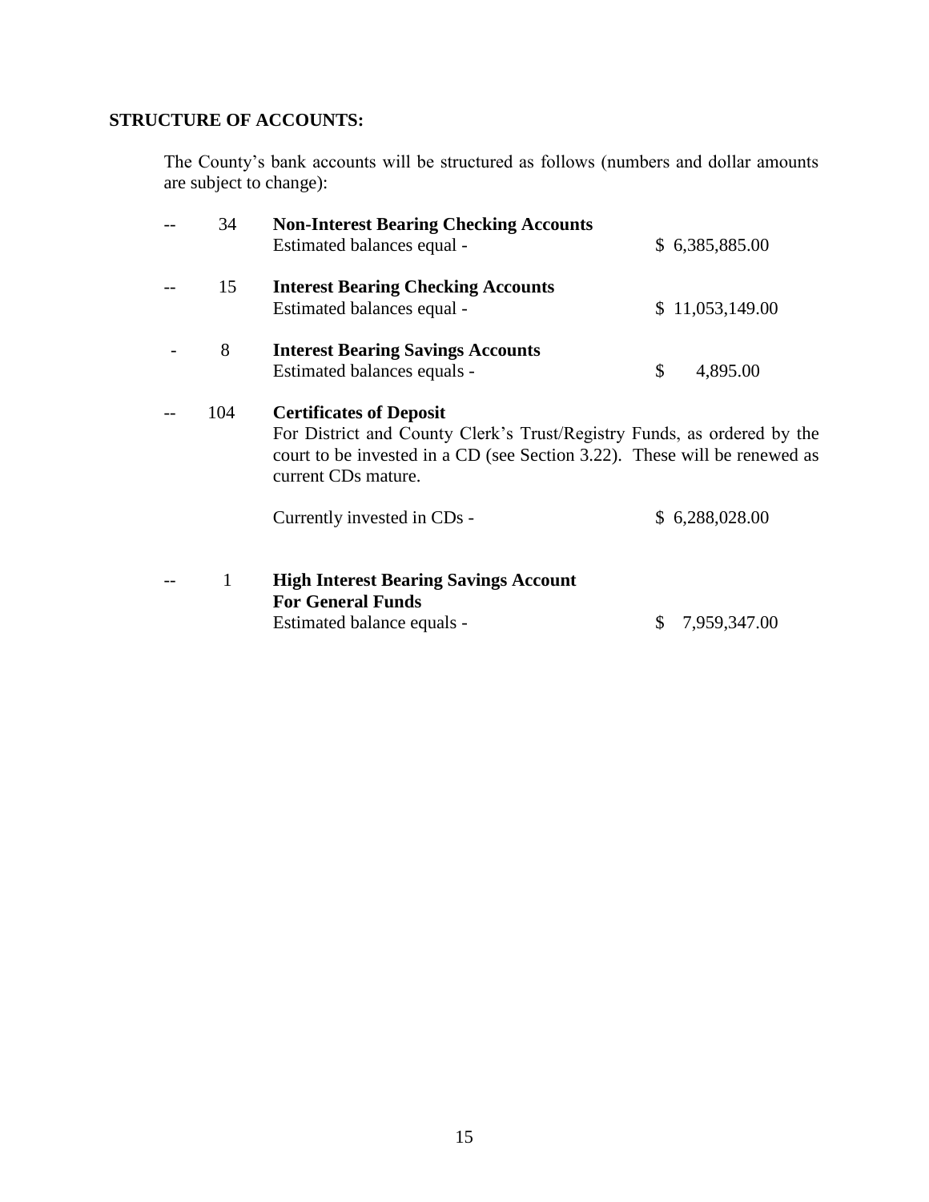**STRUCTURE OF ACCOUNTS:**

The County's bank accounts will be structured as follows (numbers and dollar amounts are subject to change):

-- 34 **Non-Interest Bearing Checking Accounts**
Estimated balances equal - $ 6,385,885.00

-- 15 **Interest Bearing Checking Accounts**
Estimated balances equal - $ 11,053,149.00

- 8 **Interest Bearing Savings Accounts**
Estimated balances equals - $ 4,895.00

-- 104 **Certificates of Deposit**
For District and County Clerk's Trust/Registry Funds, as ordered by the court to be invested in a CD (see Section 3.22). These will be renewed as current CDs mature.

Currently invested in CDs - $ 6,288,028.00

-- 1 **High Interest Bearing Savings Account For General Funds**
Estimated balance equals - $ 7,959,347.00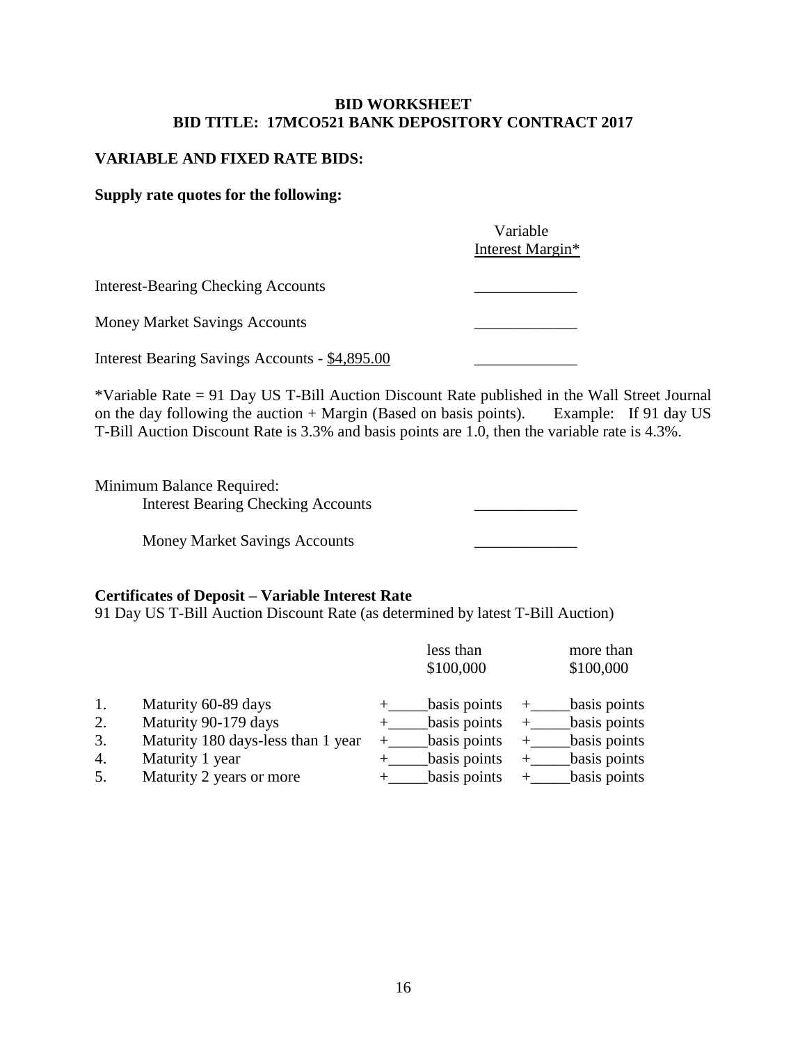**BID WORKSHEET**
**BID TITLE: 17MCO521 BANK DEPOSITORY CONTRACT 2017**

**VARIABLE AND FIXED RATE BIDS:**

**Supply rate quotes for the following:**

| | Variable Interest Margin* |
|---|---|
| Interest-Bearing Checking Accounts | _____________ |
| Money Market Savings Accounts | _____________ |
| Interest Bearing Savings Accounts - $4,895.00 | _____________ |

*Variable Rate = 91 Day US T-Bill Auction Discount Rate published in the Wall Street Journal on the day following the auction + Margin (Based on basis points). Example: If 91 day US T-Bill Auction Discount Rate is 3.3% and basis points are 1.0, then the variable rate is 4.3%.

| Minimum Balance Required: | |
|---|---|
| Interest Bearing Checking Accounts | _____________ |
| Money Market Savings Accounts | _____________ |

**Certificates of Deposit – Variable Interest Rate**
91 Day US T-Bill Auction Discount Rate (as determined by latest T-Bill Auction)

| | | less than $100,000 | more than $100,000 |
|---|---|---|---|
| 1. | Maturity 60-89 days | +_____basis points | +_____basis points |
| 2. | Maturity 90-179 days | +_____basis points | +_____basis points |
| 3. | Maturity 180 days-less than 1 year | +_____basis points | +_____basis points |
| 4. | Maturity 1 year | +_____basis points | +_____basis points |
| 5. | Maturity 2 years or more | +_____basis points | +_____basis points |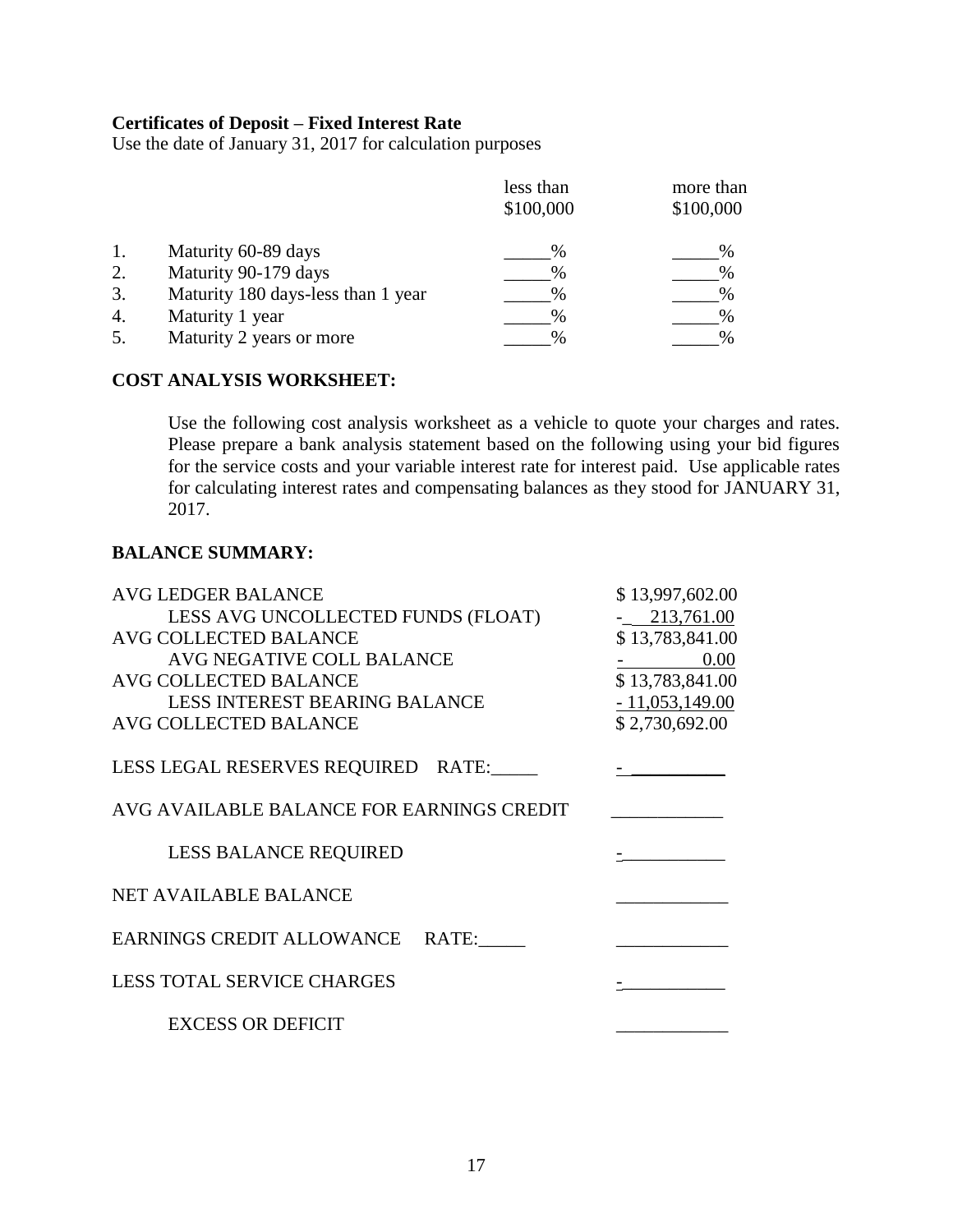**Certificates of Deposit – Fixed Interest Rate**
Use the date of January 31, 2017 for calculation purposes

| | | less than $100,000 | more than $100,000 |
|---|---|---|---|
| 1. | Maturity 60-89 days | _____% | _____% |
| 2. | Maturity 90-179 days | _____% | _____% |
| 3. | Maturity 180 days-less than 1 year | _____% | _____% |
| 4. | Maturity 1 year | _____% | _____% |
| 5. | Maturity 2 years or more | _____% | _____% |

**COST ANALYSIS WORKSHEET:**

Use the following cost analysis worksheet as a vehicle to quote your charges and rates. Please prepare a bank analysis statement based on the following using your bid figures for the service costs and your variable interest rate for interest paid. Use applicable rates for calculating interest rates and compensating balances as they stood for JANUARY 31, 2017.

**BALANCE SUMMARY:**

| | |
|---|---|
| AVG LEDGER BALANCE | $ 13,997,602.00 |
| LESS AVG UNCOLLECTED FUNDS (FLOAT) | - 213,761.00 |
| AVG COLLECTED BALANCE | $ 13,783,841.00 |
| AVG NEGATIVE COLL BALANCE | - 0.00 |
| AVG COLLECTED BALANCE | $ 13,783,841.00 |
| LESS INTEREST BEARING BALANCE | - 11,053,149.00 |
| AVG COLLECTED BALANCE | $ 2,730,692.00 |
| LESS LEGAL RESERVES REQUIRED RATE:_____ | - __________ |
| AVG AVAILABLE BALANCE FOR EARNINGS CREDIT | ____________ |
| LESS BALANCE REQUIRED | - ___________ |
| NET AVAILABLE BALANCE | ____________ |
| EARNINGS CREDIT ALLOWANCE RATE:_____ | ____________ |
| LESS TOTAL SERVICE CHARGES | - ___________ |
| EXCESS OR DEFICIT | ____________ |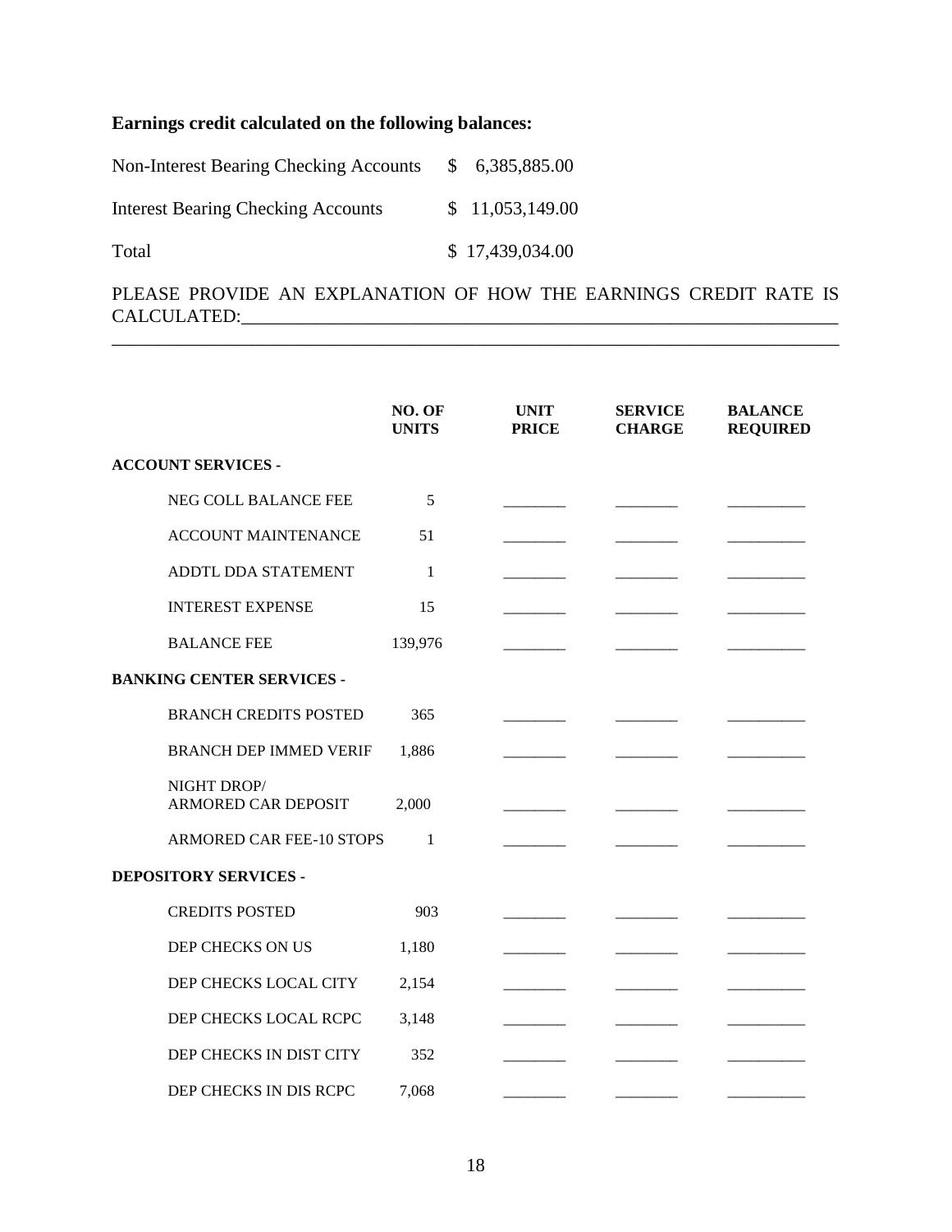**Earnings credit calculated on the following balances:**

| | |
|---|---|
| Non-Interest Bearing Checking Accounts | $ 6,385,885.00 |
| Interest Bearing Checking Accounts | $ 11,053,149.00 |
| Total | $ 17,439,034.00 |

PLEASE PROVIDE AN EXPLANATION OF HOW THE EARNINGS CREDIT RATE IS CALCULATED:\_\_\_\_\_\_\_\_\_\_\_\_\_\_\_\_\_\_\_\_\_\_\_\_\_\_\_\_\_\_\_\_\_\_\_\_\_\_\_\_\_\_\_\_\_\_\_\_\_\_\_\_\_\_\_\_\_\_\_\_\_\_\_\_

\_\_\_\_\_\_\_\_\_\_\_\_\_\_\_\_\_\_\_\_\_\_\_\_\_\_\_\_\_\_\_\_\_\_\_\_\_\_\_\_\_\_\_\_\_\_\_\_\_\_\_\_\_\_\_\_\_\_\_\_\_\_\_\_\_\_\_\_\_\_\_\_\_\_\_\_\_\_

| | NO. OF UNITS | UNIT PRICE | SERVICE CHARGE | BALANCE REQUIRED |
|---|---|---|---|---|
| **ACCOUNT SERVICES -** | | | | |
| NEG COLL BALANCE FEE | 5 | \_\_\_\_\_\_\_\_ | \_\_\_\_\_\_\_\_ | \_\_\_\_\_\_\_\_\_\_ |
| ACCOUNT MAINTENANCE | 51 | \_\_\_\_\_\_\_\_ | \_\_\_\_\_\_\_\_ | \_\_\_\_\_\_\_\_\_\_ |
| ADDTL DDA STATEMENT | 1 | \_\_\_\_\_\_\_\_ | \_\_\_\_\_\_\_\_ | \_\_\_\_\_\_\_\_\_\_ |
| INTEREST EXPENSE | 15 | \_\_\_\_\_\_\_\_ | \_\_\_\_\_\_\_\_ | \_\_\_\_\_\_\_\_\_\_ |
| BALANCE FEE | 139,976 | \_\_\_\_\_\_\_\_ | \_\_\_\_\_\_\_\_ | \_\_\_\_\_\_\_\_\_\_ |
| **BANKING CENTER SERVICES -** | | | | |
| BRANCH CREDITS POSTED | 365 | \_\_\_\_\_\_\_\_ | \_\_\_\_\_\_\_\_ | \_\_\_\_\_\_\_\_\_\_ |
| BRANCH DEP IMMED VERIF | 1,886 | \_\_\_\_\_\_\_\_ | \_\_\_\_\_\_\_\_ | \_\_\_\_\_\_\_\_\_\_ |
| NIGHT DROP/ ARMORED CAR DEPOSIT | 2,000 | \_\_\_\_\_\_\_\_ | \_\_\_\_\_\_\_\_ | \_\_\_\_\_\_\_\_\_\_ |
| ARMORED CAR FEE-10 STOPS | 1 | \_\_\_\_\_\_\_\_ | \_\_\_\_\_\_\_\_ | \_\_\_\_\_\_\_\_\_\_ |
| **DEPOSITORY SERVICES -** | | | | |
| CREDITS POSTED | 903 | \_\_\_\_\_\_\_\_ | \_\_\_\_\_\_\_\_ | \_\_\_\_\_\_\_\_\_\_ |
| DEP CHECKS ON US | 1,180 | \_\_\_\_\_\_\_\_ | \_\_\_\_\_\_\_\_ | \_\_\_\_\_\_\_\_\_\_ |
| DEP CHECKS LOCAL CITY | 2,154 | \_\_\_\_\_\_\_\_ | \_\_\_\_\_\_\_\_ | \_\_\_\_\_\_\_\_\_\_ |
| DEP CHECKS LOCAL RCPC | 3,148 | \_\_\_\_\_\_\_\_ | \_\_\_\_\_\_\_\_ | \_\_\_\_\_\_\_\_\_\_ |
| DEP CHECKS IN DIST CITY | 352 | \_\_\_\_\_\_\_\_ | \_\_\_\_\_\_\_\_ | \_\_\_\_\_\_\_\_\_\_ |
| DEP CHECKS IN DIS RCPC | 7,068 | \_\_\_\_\_\_\_\_ | \_\_\_\_\_\_\_\_ | \_\_\_\_\_\_\_\_\_\_ |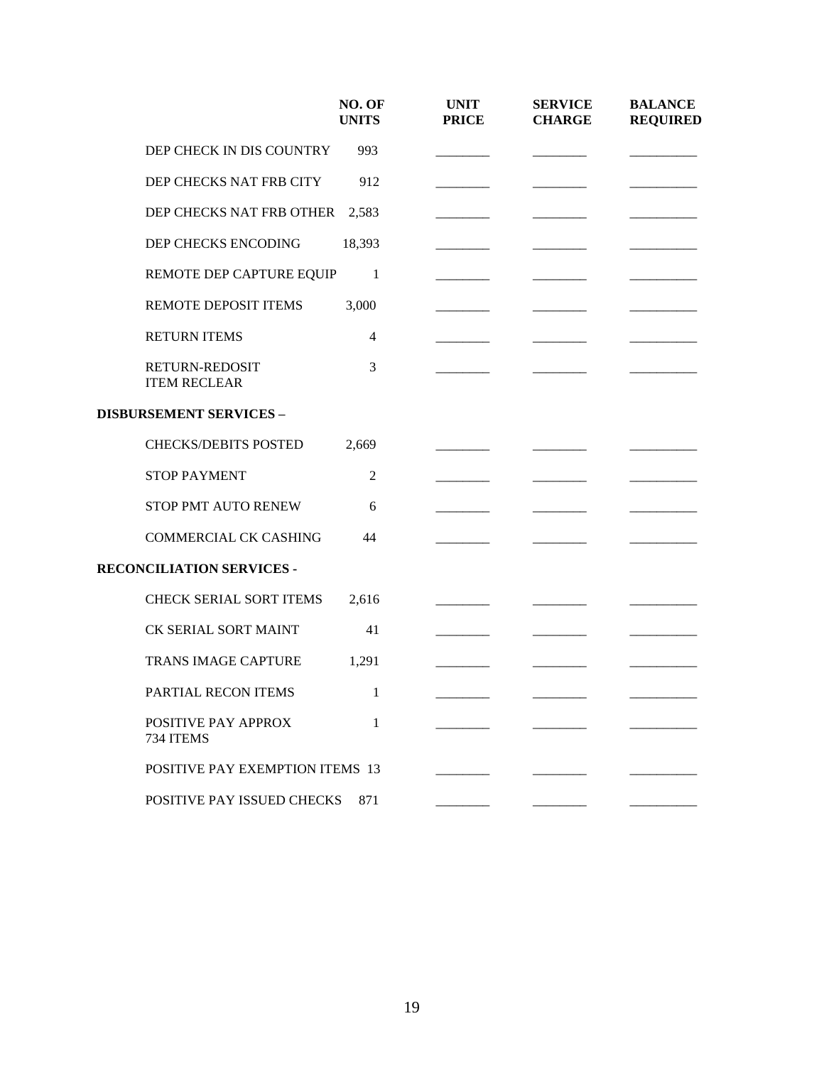| | NO. OF UNITS | UNIT PRICE | SERVICE CHARGE | BALANCE REQUIRED |
|---|---|---|---|---|
| DEP CHECK IN DIS COUNTRY | 993 | ________ | ________ | __________ |
| DEP CHECKS NAT FRB CITY | 912 | ________ | ________ | __________ |
| DEP CHECKS NAT FRB OTHER | 2,583 | ________ | ________ | __________ |
| DEP CHECKS ENCODING | 18,393 | ________ | ________ | __________ |
| REMOTE DEP CAPTURE EQUIP | 1 | ________ | ________ | __________ |
| REMOTE DEPOSIT ITEMS | 3,000 | ________ | ________ | __________ |
| RETURN ITEMS | 4 | ________ | ________ | __________ |
| RETURN-REDOSIT ITEM RECLEAR | 3 | ________ | ________ | __________ |
| **DISBURSEMENT SERVICES –** | | | | |
| CHECKS/DEBITS POSTED | 2,669 | ________ | ________ | __________ |
| STOP PAYMENT | 2 | ________ | ________ | __________ |
| STOP PMT AUTO RENEW | 6 | ________ | ________ | __________ |
| COMMERCIAL CK CASHING | 44 | ________ | ________ | __________ |
| **RECONCILIATION SERVICES -** | | | | |
| CHECK SERIAL SORT ITEMS | 2,616 | ________ | ________ | __________ |
| CK SERIAL SORT MAINT | 41 | ________ | ________ | __________ |
| TRANS IMAGE CAPTURE | 1,291 | ________ | ________ | __________ |
| PARTIAL RECON ITEMS | 1 | ________ | ________ | __________ |
| POSITIVE PAY APPROX 734 ITEMS | 1 | ________ | ________ | __________ |
| POSITIVE PAY EXEMPTION ITEMS | 13 | ________ | ________ | __________ |
| POSITIVE PAY ISSUED CHECKS | 871 | ________ | ________ | __________ |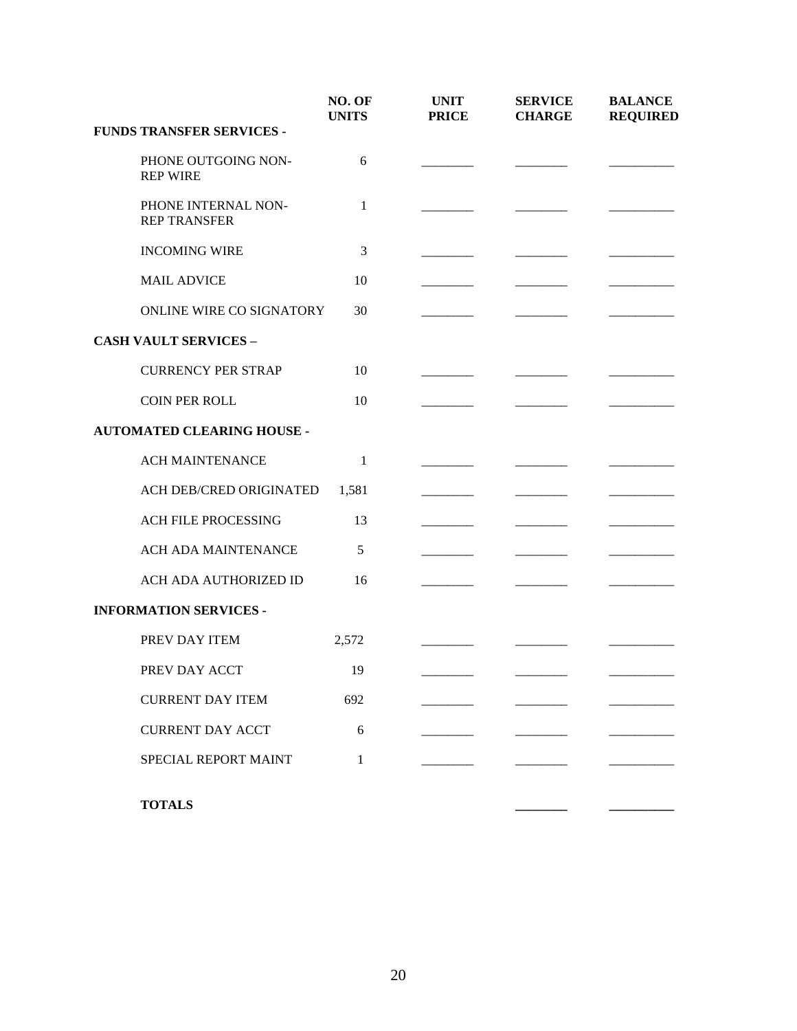| | NO. OF UNITS | UNIT PRICE | SERVICE CHARGE | BALANCE REQUIRED |
|---|---|---|---|---|
| **FUNDS TRANSFER SERVICES -** | | | | |
| PHONE OUTGOING NON-REP WIRE | 6 | ________ | ________ | __________ |
| PHONE INTERNAL NON-REP TRANSFER | 1 | ________ | ________ | __________ |
| INCOMING WIRE | 3 | ________ | ________ | __________ |
| MAIL ADVICE | 10 | ________ | ________ | __________ |
| ONLINE WIRE CO SIGNATORY | 30 | ________ | ________ | __________ |
| **CASH VAULT SERVICES –** | | | | |
| CURRENCY PER STRAP | 10 | ________ | ________ | __________ |
| COIN PER ROLL | 10 | ________ | ________ | __________ |
| **AUTOMATED CLEARING HOUSE -** | | | | |
| ACH MAINTENANCE | 1 | ________ | ________ | __________ |
| ACH DEB/CRED ORIGINATED | 1,581 | ________ | ________ | __________ |
| ACH FILE PROCESSING | 13 | ________ | ________ | __________ |
| ACH ADA MAINTENANCE | 5 | ________ | ________ | __________ |
| ACH ADA AUTHORIZED ID | 16 | ________ | ________ | __________ |
| **INFORMATION SERVICES -** | | | | |
| PREV DAY ITEM | 2,572 | ________ | ________ | __________ |
| PREV DAY ACCT | 19 | ________ | ________ | __________ |
| CURRENT DAY ITEM | 692 | ________ | ________ | __________ |
| CURRENT DAY ACCT | 6 | ________ | ________ | __________ |
| SPECIAL REPORT MAINT | 1 | ________ | ________ | __________ |
| **TOTALS** | | | ________ | __________ |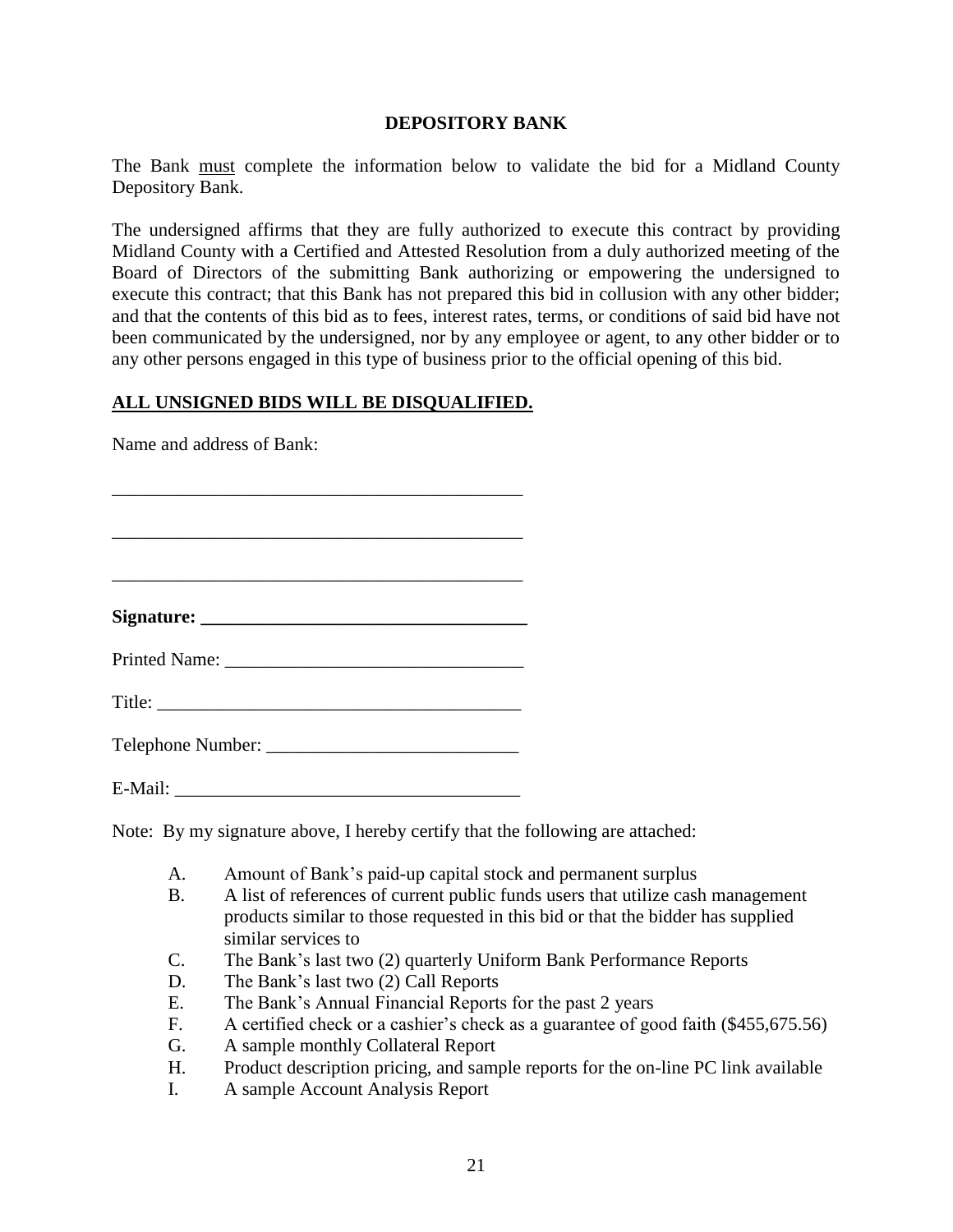## DEPOSITORY BANK

The Bank must complete the information below to validate the bid for a Midland County Depository Bank.

The undersigned affirms that they are fully authorized to execute this contract by providing Midland County with a Certified and Attested Resolution from a duly authorized meeting of the Board of Directors of the submitting Bank authorizing or empowering the undersigned to execute this contract; that this Bank has not prepared this bid in collusion with any other bidder; and that the contents of this bid as to fees, interest rates, terms, or conditions of said bid have not been communicated by the undersigned, nor by any employee or agent, to any other bidder or to any other persons engaged in this type of business prior to the official opening of this bid.

**ALL UNSIGNED BIDS WILL BE DISQUALIFIED.**

Name and address of Bank:

_____________________________________________

_____________________________________________

_____________________________________________

**Signature: ___________________________________**

Printed Name: ________________________________

Title: _______________________________________

Telephone Number: ___________________________

E-Mail: _____________________________________

Note: By my signature above, I hereby certify that the following are attached:

A. Amount of Bank's paid-up capital stock and permanent surplus
B. A list of references of current public funds users that utilize cash management products similar to those requested in this bid or that the bidder has supplied similar services to
C. The Bank's last two (2) quarterly Uniform Bank Performance Reports
D. The Bank's last two (2) Call Reports
E. The Bank's Annual Financial Reports for the past 2 years
F. A certified check or a cashier's check as a guarantee of good faith ($455,675.56)
G. A sample monthly Collateral Report
H. Product description pricing, and sample reports for the on-line PC link available
I. A sample Account Analysis Report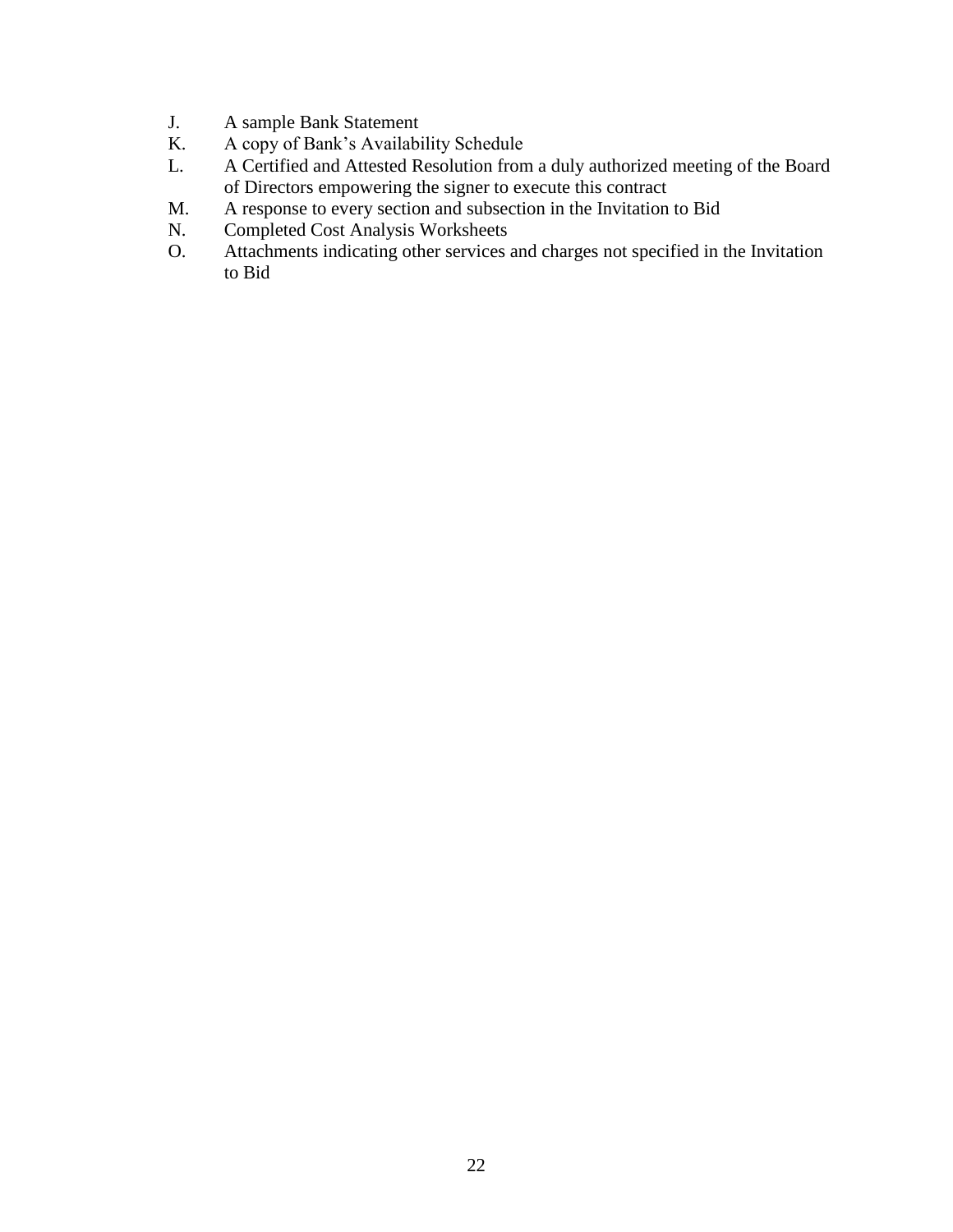J. A sample Bank Statement
K. A copy of Bank's Availability Schedule
L. A Certified and Attested Resolution from a duly authorized meeting of the Board of Directors empowering the signer to execute this contract
M. A response to every section and subsection in the Invitation to Bid
N. Completed Cost Analysis Worksheets
O. Attachments indicating other services and charges not specified in the Invitation to Bid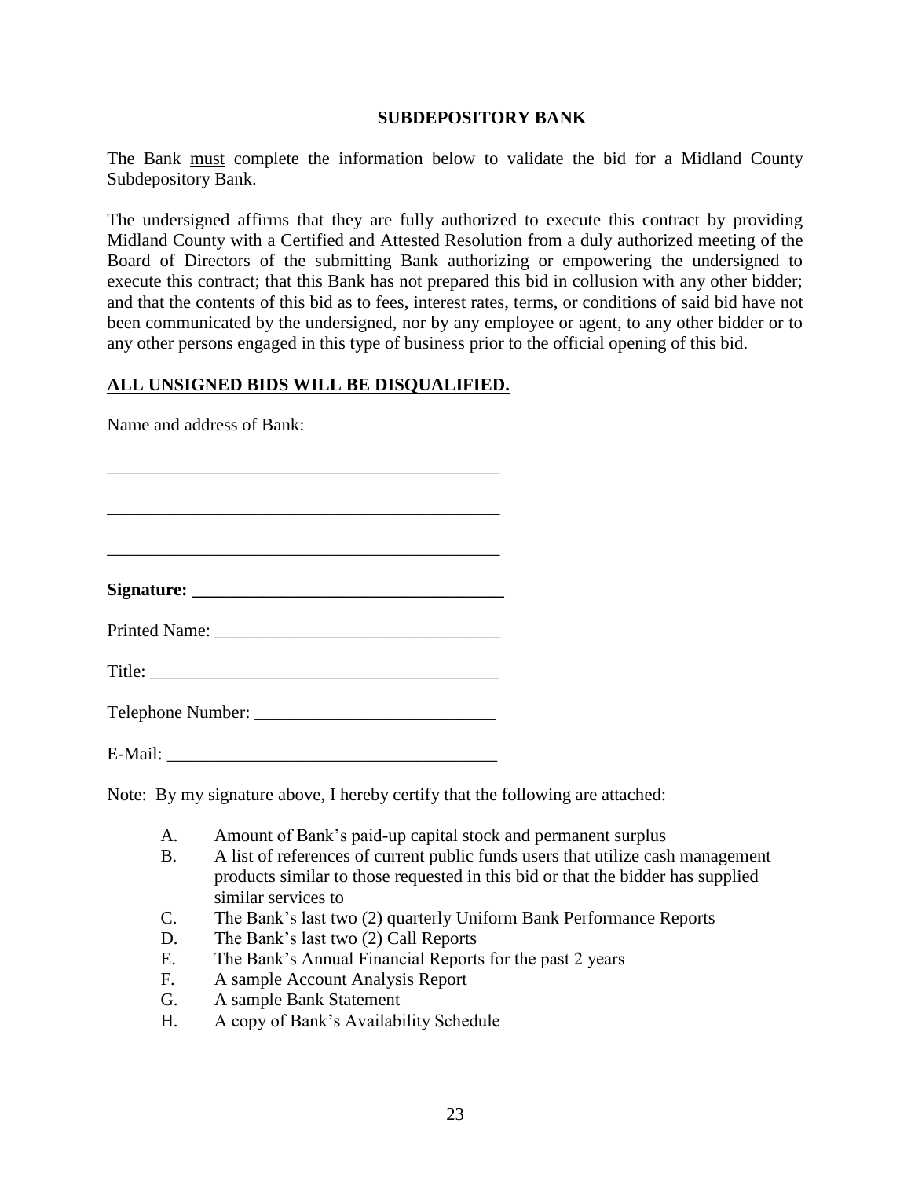## SUBDEPOSITORY BANK

The Bank must complete the information below to validate the bid for a Midland County Subdepository Bank.

The undersigned affirms that they are fully authorized to execute this contract by providing Midland County with a Certified and Attested Resolution from a duly authorized meeting of the Board of Directors of the submitting Bank authorizing or empowering the undersigned to execute this contract; that this Bank has not prepared this bid in collusion with any other bidder; and that the contents of this bid as to fees, interest rates, terms, or conditions of said bid have not been communicated by the undersigned, nor by any employee or agent, to any other bidder or to any other persons engaged in this type of business prior to the official opening of this bid.

**ALL UNSIGNED BIDS WILL BE DISQUALIFIED.**

Name and address of Bank:

_____________________________________________

_____________________________________________

_____________________________________________

**Signature: ___________________________________**

Printed Name: ________________________________

Title: _______________________________________

Telephone Number: ___________________________

E-Mail: _____________________________________

Note: By my signature above, I hereby certify that the following are attached:

A. Amount of Bank's paid-up capital stock and permanent surplus
B. A list of references of current public funds users that utilize cash management products similar to those requested in this bid or that the bidder has supplied similar services to
C. The Bank's last two (2) quarterly Uniform Bank Performance Reports
D. The Bank's last two (2) Call Reports
E. The Bank's Annual Financial Reports for the past 2 years
F. A sample Account Analysis Report
G. A sample Bank Statement
H. A copy of Bank's Availability Schedule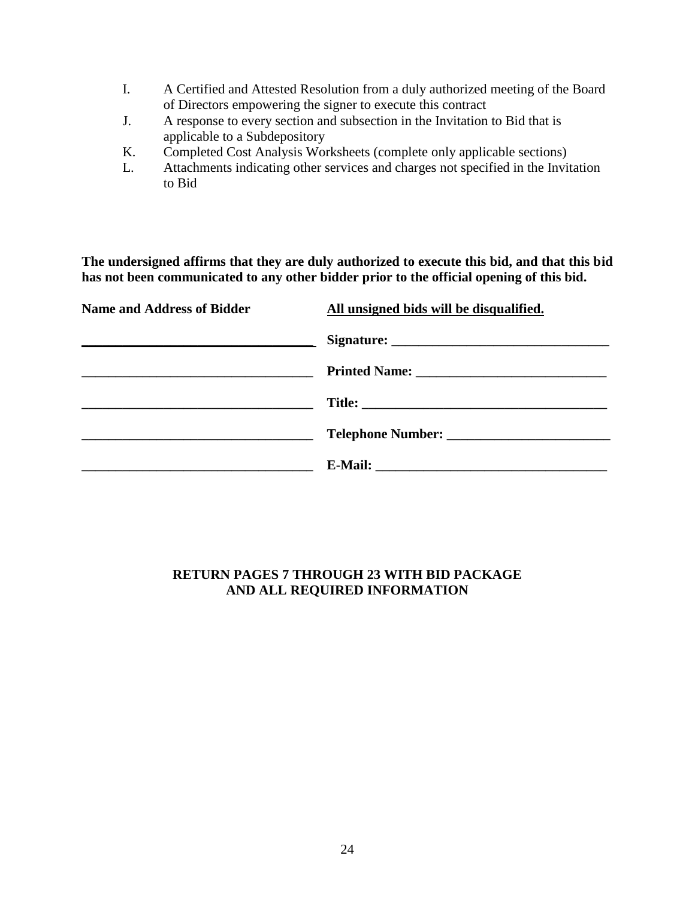I. A Certified and Attested Resolution from a duly authorized meeting of the Board of Directors empowering the signer to execute this contract
J. A response to every section and subsection in the Invitation to Bid that is applicable to a Subdepository
K. Completed Cost Analysis Worksheets (complete only applicable sections)
L. Attachments indicating other services and charges not specified in the Invitation to Bid

**The undersigned affirms that they are duly authorized to execute this bid, and that this bid has not been communicated to any other bidder prior to the official opening of this bid.**

| **Name and Address of Bidder** | **<u>All unsigned bids will be disqualified.</u>** |
|---|---|
| ______________________________ | **Signature:** ______________________________ |
| ______________________________ | **Printed Name:** ______________________________ |
| ______________________________ | **Title:** ______________________________ |
| ______________________________ | **Telephone Number:** ______________________________ |
| ______________________________ | **E-Mail:** ______________________________ |

**RETURN PAGES 7 THROUGH 23 WITH BID PACKAGE AND ALL REQUIRED INFORMATION**